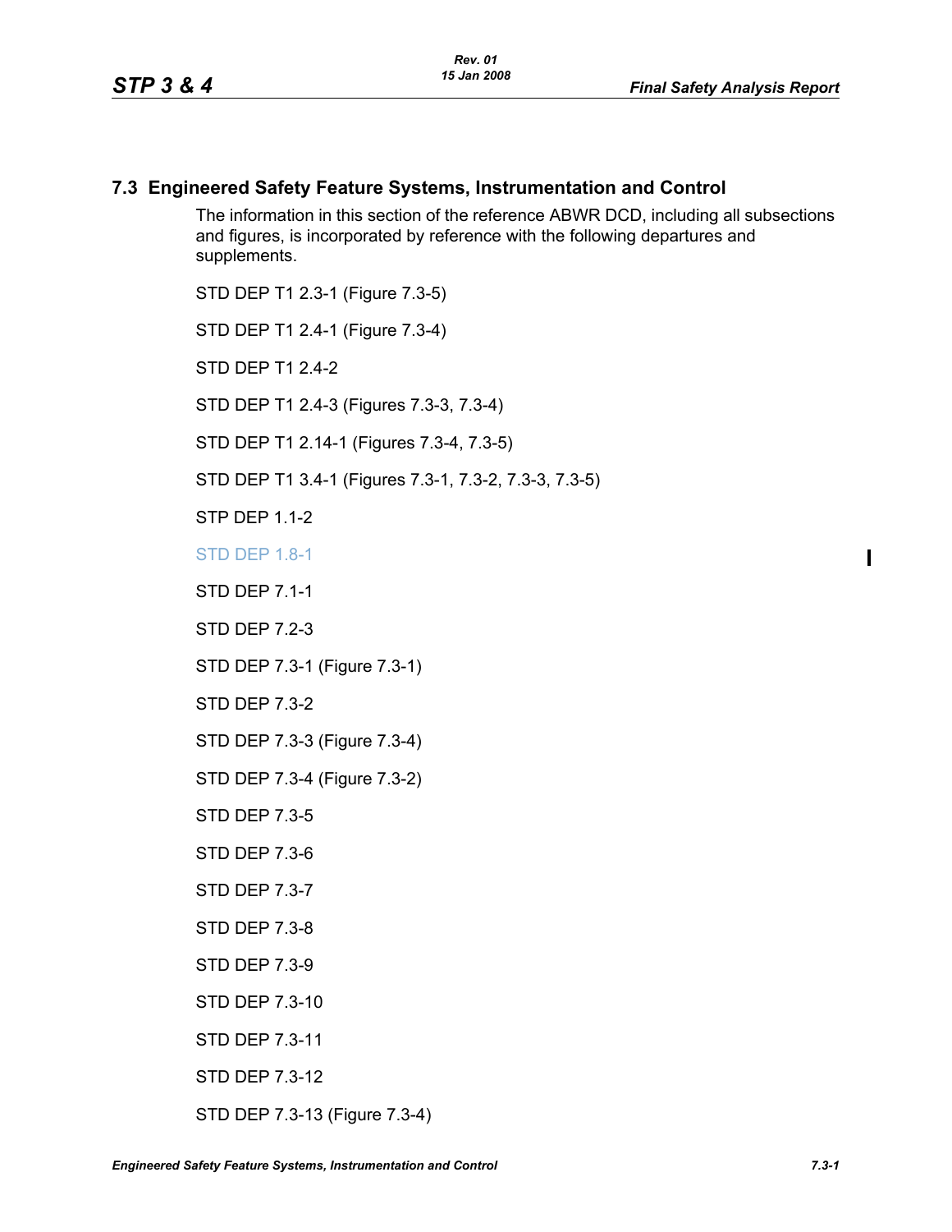## 7.3 Engineered Safety Feature Systems, Instrumentation and Control

The information in this section of the reference ABWR DCD, including all subsections and figures, is incorporated by reference with the following departures and supplements.

STD DEP T1 2.3-1 (Figure 7.3-5)

STD DEP T1 2.4-1 (Figure 7.3-4)

STD DEP T1 2.4-2

STD DEP T1 2.4-3 (Figures 7.3-3, 7.3-4)

STD DEP T1 2.14-1 (Figures 7.3-4, 7.3-5)

STD DEP T1 3.4-1 (Figures 7.3-1, 7.3-2, 7.3-3, 7.3-5)

STP DEP 1.1-2

STD DEP 1.8-1

STD DEP 7.1-1

STD DEP 7.2-3

STD DEP 7.3-1 (Figure 7.3-1)

STD DEP 7.3-2

STD DEP 7.3-3 (Figure 7.3-4)

STD DEP 7.3-4 (Figure 7.3-2)

STD DEP 7.3-5

STD DEP 7.3-6

STD DEP 7.3-7

STD DEP 7.3-8

STD DEP 7.3-9

STD DEP 7.3-10

STD DEP 7.3-11

STD DEP 7.3-12

STD DEP 7.3-13 (Figure 7.3-4)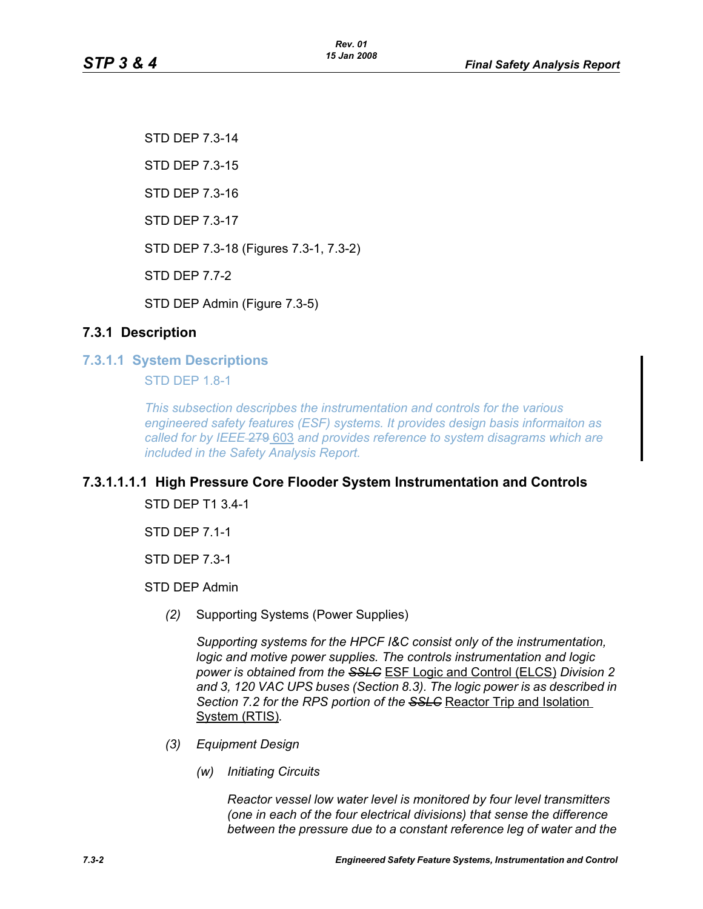STD DEP 7.3-14

STD DEP 7.3-15

STD DEP 7.3-16

STD DEP 7.3-17

STD DEP 7.3-18 (Figures 7.3-1, 7.3-2)

STD DEP 7.7-2

STD DEP Admin (Figure 7.3-5)

## 7.3.1 Description

### 7.3.1.1 System Descriptions

STD DEP 1.8-1

*This subsection descripbes the instrumentation and controls for the various engineered safety features (ESF) systems. It provides design basis informaiton as called for by IEEE ~~279~~ 603 and provides reference to system disagrams which are included in the Safety Analysis Report.*

#### 7.3.1.1.1.1 High Pressure Core Flooder System Instrumentation and Controls

STD DEP T1 3.4-1

STD DEP 7.1-1

STD DEP 7.3-1

STD DEP Admin

*(2)* Supporting Systems (Power Supplies)

*Supporting systems for the HPCF I&C consist only of the instrumentation, logic and motive power supplies. The controls instrumentation and logic power is obtained from the* ~~*SSLC*~~ ESF Logic and Control (ELCS) *Division 2 and 3, 120 VAC UPS buses (Section 8.3). The logic power is as described in Section 7.2 for the RPS portion of the* ~~*SSLC*~~ Reactor Trip and Isolation System (RTIS)*.*

*(3)* *Equipment Design*

*(w)* *Initiating Circuits*

*Reactor vessel low water level is monitored by four level transmitters (one in each of the four electrical divisions) that sense the difference between the pressure due to a constant reference leg of water and the*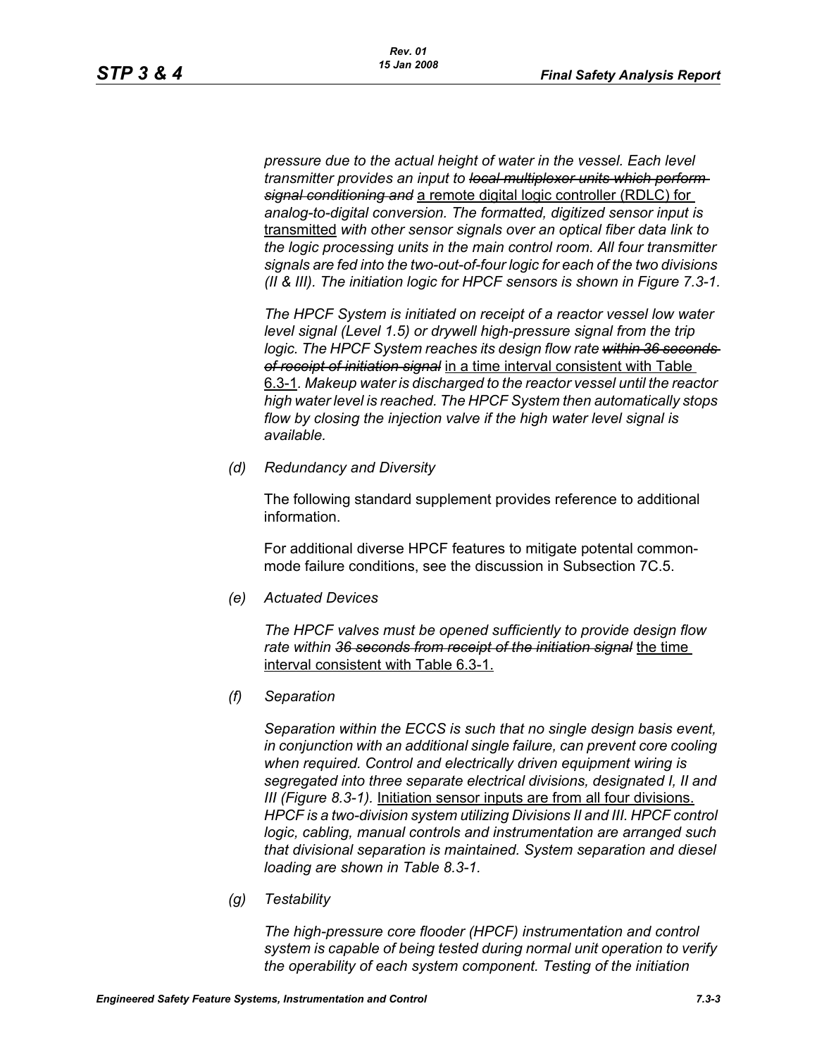*pressure due to the actual height of water in the vessel. Each level transmitter provides an input to* ~~*local multiplexer units which perform signal conditioning and*~~ a remote digital logic controller (RDLC) for *analog-to-digital conversion. The formatted, digitized sensor input is* transmitted *with other sensor signals over an optical fiber data link to the logic processing units in the main control room. All four transmitter signals are fed into the two-out-of-four logic for each of the two divisions (II & III). The initiation logic for HPCF sensors is shown in Figure 7.3-1.*

*The HPCF System is initiated on receipt of a reactor vessel low water level signal (Level 1.5) or drywell high-pressure signal from the trip logic. The HPCF System reaches its design flow rate* ~~*within 36 seconds of receipt of initiation signal*~~ in a time interval consistent with Table 6.3-1*. Makeup water is discharged to the reactor vessel until the reactor high water level is reached. The HPCF System then automatically stops flow by closing the injection valve if the high water level signal is available.*

*(d) Redundancy and Diversity*

The following standard supplement provides reference to additional information.

For additional diverse HPCF features to mitigate potential common-mode failure conditions, see the discussion in Subsection 7C.5.

*(e) Actuated Devices*

*The HPCF valves must be opened sufficiently to provide design flow rate within* ~~*36 seconds from receipt of the initiation signal*~~ the time interval consistent with Table 6.3-1.

*(f) Separation*

*Separation within the ECCS is such that no single design basis event, in conjunction with an additional single failure, can prevent core cooling when required. Control and electrically driven equipment wiring is segregated into three separate electrical divisions, designated I, II and III (Figure 8.3-1).* Initiation sensor inputs are from all four divisions. *HPCF is a two-division system utilizing Divisions II and III. HPCF control logic, cabling, manual controls and instrumentation are arranged such that divisional separation is maintained. System separation and diesel loading are shown in Table 8.3-1.*

*(g) Testability*

*The high-pressure core flooder (HPCF) instrumentation and control system is capable of being tested during normal unit operation to verify the operability of each system component. Testing of the initiation*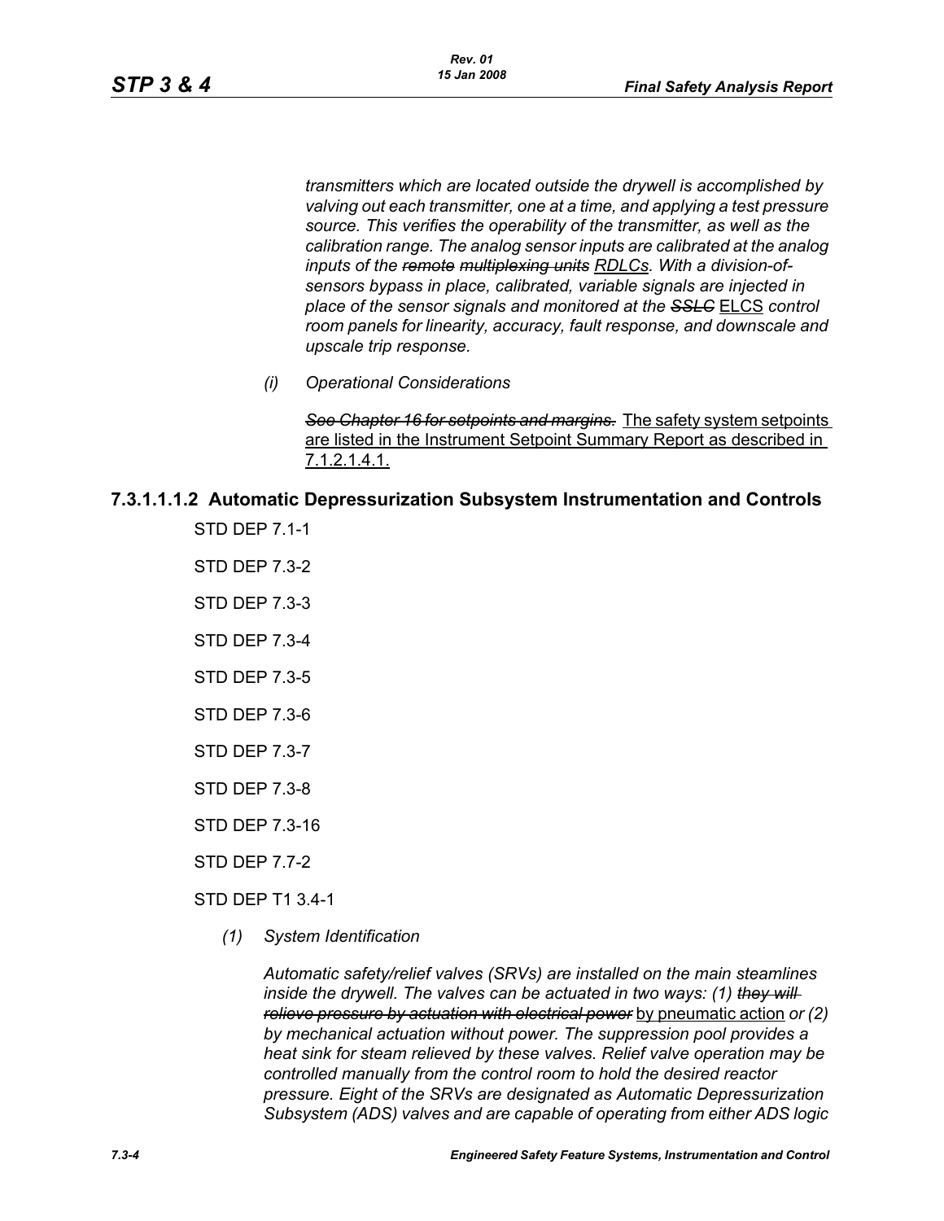*transmitters which are located outside the drywell is accomplished by valving out each transmitter, one at a time, and applying a test pressure source. This verifies the operability of the transmitter, as well as the calibration range. The analog sensor inputs are calibrated at the analog inputs of the ~~remote multiplexing units~~ RDLCs. With a division-of-sensors bypass in place, calibrated, variable signals are injected in place of the sensor signals and monitored at the ~~SSLC~~* ELCS *control room panels for linearity, accuracy, fault response, and downscale and upscale trip response.*

*(i) Operational Considerations*

~~*See Chapter 16 for setpoints and margins.*~~ <u>The safety system setpoints are listed in the Instrument Setpoint Summary Report as described in 7.1.2.1.4.1.</u>

## 7.3.1.1.1.2 Automatic Depressurization Subsystem Instrumentation and Controls

STD DEP 7.1-1

STD DEP 7.3-2

STD DEP 7.3-3

STD DEP 7.3-4

STD DEP 7.3-5

STD DEP 7.3-6

STD DEP 7.3-7

STD DEP 7.3-8

STD DEP 7.3-16

STD DEP 7.7-2

STD DEP T1 3.4-1

*(1) System Identification*

*Automatic safety/relief valves (SRVs) are installed on the main steamlines inside the drywell. The valves can be actuated in two ways: (1) ~~they will relieve pressure by actuation with electrical power~~* <u>by pneumatic action</u> *or (2) by mechanical actuation without power. The suppression pool provides a heat sink for steam relieved by these valves. Relief valve operation may be controlled manually from the control room to hold the desired reactor pressure. Eight of the SRVs are designated as Automatic Depressurization Subsystem (ADS) valves and are capable of operating from either ADS logic*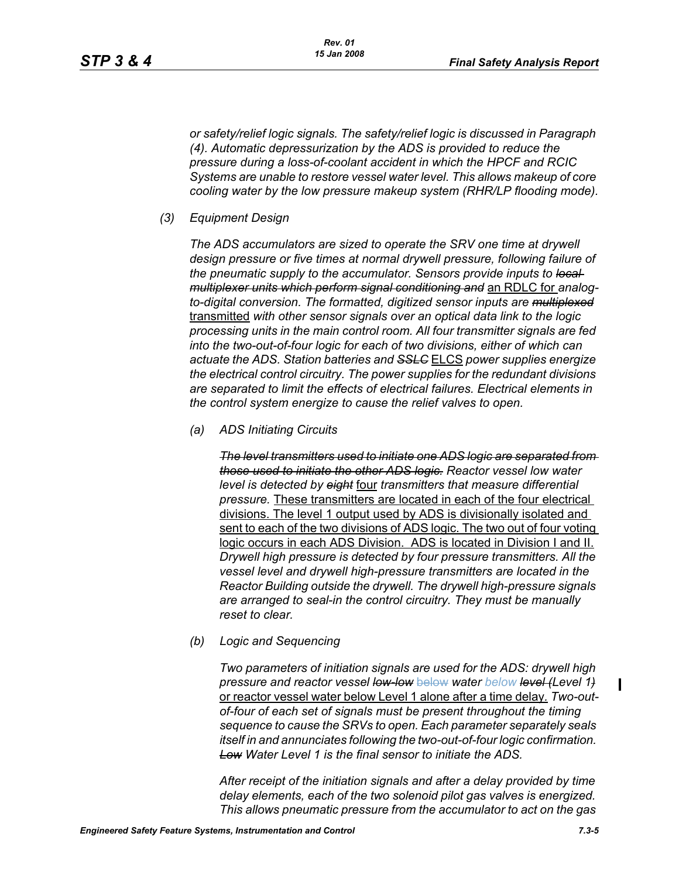*or safety/relief logic signals. The safety/relief logic is discussed in Paragraph (4). Automatic depressurization by the ADS is provided to reduce the pressure during a loss-of-coolant accident in which the HPCF and RCIC Systems are unable to restore vessel water level. This allows makeup of core cooling water by the low pressure makeup system (RHR/LP flooding mode).*

*(3) Equipment Design*

*The ADS accumulators are sized to operate the SRV one time at drywell design pressure or five times at normal drywell pressure, following failure of the pneumatic supply to the accumulator. Sensors provide inputs to* ~~*local multiplexer units which perform signal conditioning and*~~ an RDLC for *analog-to-digital conversion. The formatted, digitized sensor inputs are* ~~*multiplexed*~~ transmitted *with other sensor signals over an optical data link to the logic processing units in the main control room. All four transmitter signals are fed into the two-out-of-four logic for each of two divisions, either of which can actuate the ADS. Station batteries and* ~~*SSLC*~~ ELCS *power supplies energize the electrical control circuitry. The power supplies for the redundant divisions are separated to limit the effects of electrical failures. Electrical elements in the control system energize to cause the relief valves to open.*

*(a) ADS Initiating Circuits*

~~*The level transmitters used to initiate one ADS logic are separated from those used to initiate the other ADS logic.*~~ *Reactor vessel low water level is detected by* ~~*eight*~~ four *transmitters that measure differential pressure.* These transmitters are located in each of the four electrical divisions. The level 1 output used by ADS is divisionally isolated and sent to each of the two divisions of ADS logic. The two out of four voting logic occurs in each ADS Division. ADS is located in Division I and II. *Drywell high pressure is detected by four pressure transmitters. All the vessel level and drywell high-pressure transmitters are located in the Reactor Building outside the drywell. The drywell high-pressure signals are arranged to seal-in the control circuitry. They must be manually reset to clear.*

*(b) Logic and Sequencing*

*Two parameters of initiation signals are used for the ADS: drywell high pressure and reactor vessel* ~~*low-low*~~ ~~below~~ *water below* ~~*level*~~ *(Level 1*~~*)*~~ or reactor vessel water below Level 1 alone after a time delay. *Two-out-of-four of each set of signals must be present throughout the timing sequence to cause the SRVs to open. Each parameter separately seals itself in and annunciates following the two-out-of-four logic confirmation.* ~~*Low*~~ *Water Level 1 is the final sensor to initiate the ADS.*

*After receipt of the initiation signals and after a delay provided by time delay elements, each of the two solenoid pilot gas valves is energized. This allows pneumatic pressure from the accumulator to act on the gas*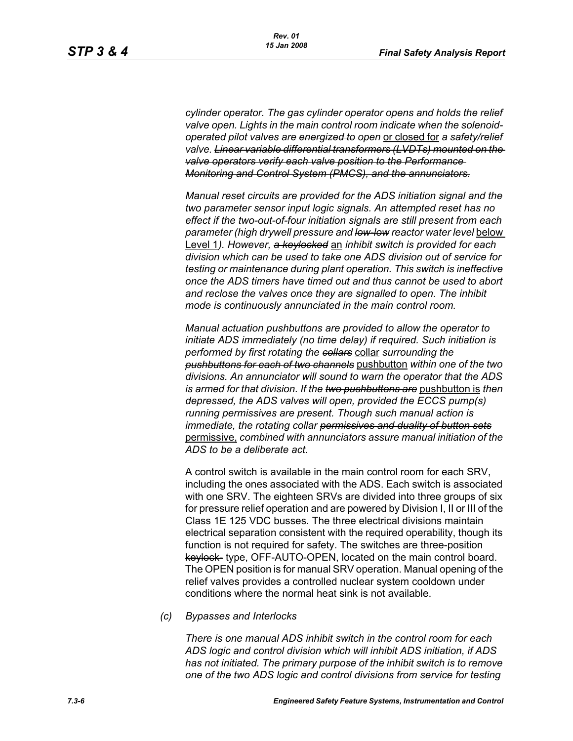*cylinder operator. The gas cylinder operator opens and holds the relief valve open. Lights in the main control room indicate when the solenoid-operated pilot valves are ~~energized to~~ open* <u>or closed for</u> *a safety/relief valve. ~~Linear variable differential transformers (LVDTs) mounted on the valve operators verify each valve position to the Performance Monitoring and Control System (PMCS), and the annunciators.~~*

*Manual reset circuits are provided for the ADS initiation signal and the two parameter sensor input logic signals. An attempted reset has no effect if the two-out-of-four initiation signals are still present from each parameter (high drywell pressure and ~~low-low~~ reactor water level* <u>below Level 1</u>*). However, ~~a keylocked~~* <u>an</u> *inhibit switch is provided for each division which can be used to take one ADS division out of service for testing or maintenance during plant operation. This switch is ineffective once the ADS timers have timed out and thus cannot be used to abort and reclose the valves once they are signalled to open. The inhibit mode is continuously annunciated in the main control room.*

*Manual actuation pushbuttons are provided to allow the operator to initiate ADS immediately (no time delay) if required. Such initiation is performed by first rotating the ~~collars~~* <u>collar</u> *surrounding the ~~pushbuttons for each of two channels~~* <u>pushbutton</u> *within one of the two divisions. An annunciator will sound to warn the operator that the ADS is armed for that division. If the ~~two pushbuttons are~~* <u>pushbutton is</u> *then depressed, the ADS valves will open, provided the ECCS pump(s) running permissives are present. Though such manual action is immediate, the rotating collar ~~permissives and duality of button sets~~* <u>permissive,</u> *combined with annunciators assure manual initiation of the ADS to be a deliberate act.*

A control switch is available in the main control room for each SRV, including the ones associated with the ADS. Each switch is associated with one SRV. The eighteen SRVs are divided into three groups of six for pressure relief operation and are powered by Division I, II or III of the Class 1E 125 VDC busses. The three electrical divisions maintain electrical separation consistent with the required operability, though its function is not required for safety. The switches are three-position ~~keylock~~ type, OFF-AUTO-OPEN, located on the main control board. The OPEN position is for manual SRV operation. Manual opening of the relief valves provides a controlled nuclear system cooldown under conditions where the normal heat sink is not available.

*(c) Bypasses and Interlocks*

*There is one manual ADS inhibit switch in the control room for each ADS logic and control division which will inhibit ADS initiation, if ADS has not initiated. The primary purpose of the inhibit switch is to remove one of the two ADS logic and control divisions from service for testing*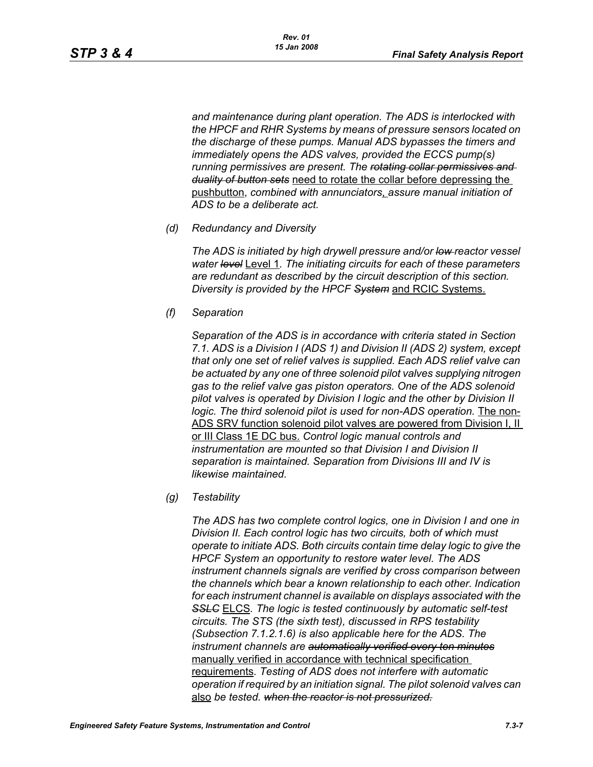*and maintenance during plant operation. The ADS is interlocked with the HPCF and RHR Systems by means of pressure sensors located on the discharge of these pumps. Manual ADS bypasses the timers and immediately opens the ADS valves, provided the ECCS pump(s) running permissives are present. The ~~rotating collar permissives and duality of button sets~~* need to rotate the collar before depressing the pushbutton*, combined with annunciators*, *assure manual initiation of ADS to be a deliberate act.*

*(d) Redundancy and Diversity*

*The ADS is initiated by high drywell pressure and/or ~~low~~ reactor vessel water ~~level~~* Level 1*. The initiating circuits for each of these parameters are redundant as described by the circuit description of this section. Diversity is provided by the HPCF ~~System~~* and RCIC Systems.

*(f) Separation*

*Separation of the ADS is in accordance with criteria stated in Section 7.1. ADS is a Division I (ADS 1) and Division II (ADS 2) system, except that only one set of relief valves is supplied. Each ADS relief valve can be actuated by any one of three solenoid pilot valves supplying nitrogen gas to the relief valve gas piston operators. One of the ADS solenoid pilot valves is operated by Division I logic and the other by Division II logic. The third solenoid pilot is used for non-ADS operation.* The non-ADS SRV function solenoid pilot valves are powered from Division I, II or III Class 1E DC bus. *Control logic manual controls and instrumentation are mounted so that Division I and Division II separation is maintained. Separation from Divisions III and IV is likewise maintained.*

*(g) Testability*

*The ADS has two complete control logics, one in Division I and one in Division II. Each control logic has two circuits, both of which must operate to initiate ADS. Both circuits contain time delay logic to give the HPCF System an opportunity to restore water level. The ADS instrument channels signals are verified by cross comparison between the channels which bear a known relationship to each other. Indication for each instrument channel is available on displays associated with the ~~SSLC~~* ELCS*. The logic is tested continuously by automatic self-test circuits. The STS (the sixth test), discussed in RPS testability (Subsection 7.1.2.1.6) is also applicable here for the ADS. The instrument channels are ~~automatically verified every ten minutes~~* manually verified in accordance with technical specification requirements*. Testing of ADS does not interfere with automatic operation if required by an initiation signal. The pilot solenoid valves can* also *be tested. ~~when the reactor is not pressurized.~~*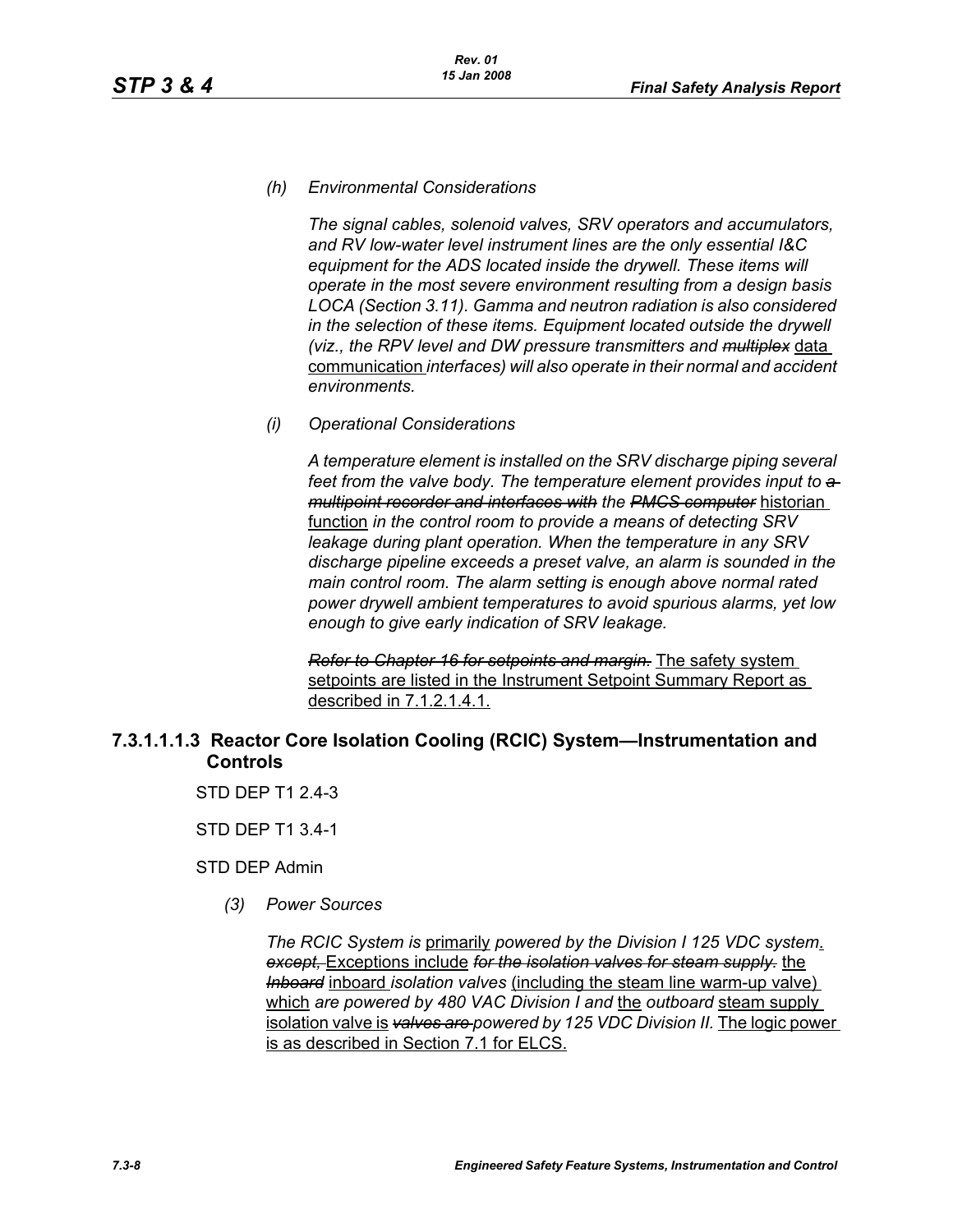*(h) Environmental Considerations*

*The signal cables, solenoid valves, SRV operators and accumulators, and RV low-water level instrument lines are the only essential I&C equipment for the ADS located inside the drywell. These items will operate in the most severe environment resulting from a design basis LOCA (Section 3.11). Gamma and neutron radiation is also considered in the selection of these items. Equipment located outside the drywell (viz., the RPV level and DW pressure transmitters and ~~multiplex~~* data communication *interfaces) will also operate in their normal and accident environments.*

*(i) Operational Considerations*

*A temperature element is installed on the SRV discharge piping several feet from the valve body. The temperature element provides input to ~~a multipoint recorder and interfaces with~~ the ~~PMCS computer~~* historian function *in the control room to provide a means of detecting SRV leakage during plant operation. When the temperature in any SRV discharge pipeline exceeds a preset valve, an alarm is sounded in the main control room. The alarm setting is enough above normal rated power drywell ambient temperatures to avoid spurious alarms, yet low enough to give early indication of SRV leakage.*

*~~Refer to Chapter 16 for setpoints and margin.~~* The safety system setpoints are listed in the Instrument Setpoint Summary Report as described in 7.1.2.1.4.1.

### 7.3.1.1.1.3 Reactor Core Isolation Cooling (RCIC) System—Instrumentation and Controls

STD DEP T1 2.4-3

STD DEP T1 3.4-1

STD DEP Admin

*(3) Power Sources*

*The RCIC System is* primarily *powered by the Division I 125 VDC system*. *~~except,~~* Exceptions include *~~for the isolation valves for steam supply.~~* the *~~Inboard~~* inboard *isolation valves* (including the steam line warm-up valve) which *are powered by 480 VAC Division I and* the *outboard* steam supply isolation valve is *~~valves are~~ powered by 125 VDC Division II.* The logic power is as described in Section 7.1 for ELCS.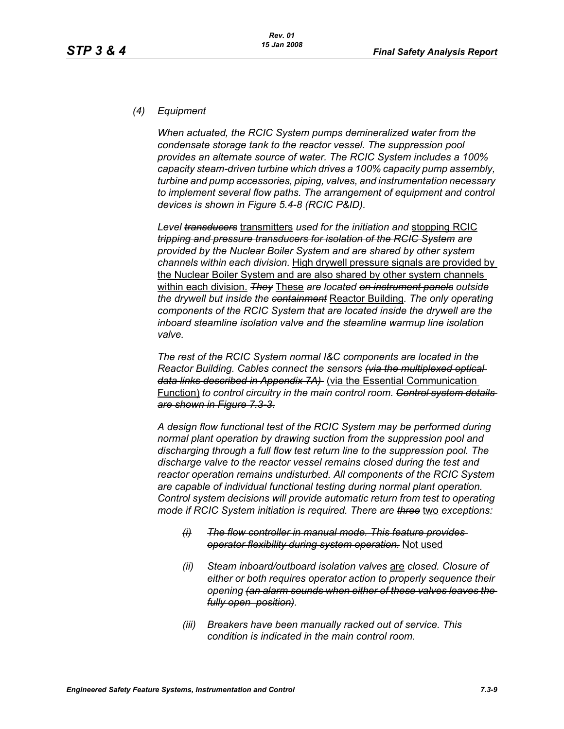*(4) Equipment*

*When actuated, the RCIC System pumps demineralized water from the condensate storage tank to the reactor vessel. The suppression pool provides an alternate source of water. The RCIC System includes a 100% capacity steam-driven turbine which drives a 100% capacity pump assembly, turbine and pump accessories, piping, valves, and instrumentation necessary to implement several flow paths. The arrangement of equipment and control devices is shown in Figure 5.4-8 (RCIC P&ID).*

*Level ~~transducers~~* <u>transmitters</u> *used for the initiation and* <u>stopping RCIC</u> *~~tripping and pressure transducers for isolation of the RCIC System~~ are provided by the Nuclear Boiler System and are shared by other system channels within each division.* <u>High drywell pressure signals are provided by the Nuclear Boiler System and are also shared by other system channels within each division.</u> *~~They~~* <u>These</u> *are located ~~on instrument panels~~ outside the drywell but inside the ~~containment~~* <u>Reactor Building</u>*. The only operating components of the RCIC System that are located inside the drywell are the inboard steamline isolation valve and the steamline warmup line isolation valve.*

*The rest of the RCIC System normal I&C components are located in the Reactor Building. Cables connect the sensors ~~(via the multiplexed optical data links described in Appendix 7A)~~* <u>(via the Essential Communication Function)</u> *to control circuitry in the main control room. ~~Control system details are shown in Figure 7.3-3.~~*

*A design flow functional test of the RCIC System may be performed during normal plant operation by drawing suction from the suppression pool and discharging through a full flow test return line to the suppression pool. The discharge valve to the reactor vessel remains closed during the test and reactor operation remains undisturbed. All components of the RCIC System are capable of individual functional testing during normal plant operation. Control system decisions will provide automatic return from test to operating mode if RCIC System initiation is required. There are ~~three~~* <u>two</u> *exceptions:*

- *~~(i) The flow controller in manual mode. This feature provides operator flexibility during system operation.~~* <u>Not used</u>
- *(ii) Steam inboard/outboard isolation valves* <u>are</u> *closed. Closure of either or both requires operator action to properly sequence their opening ~~(an alarm sounds when either of these valves leaves the fully open position)~~.*
- *(iii) Breakers have been manually racked out of service. This condition is indicated in the main control room.*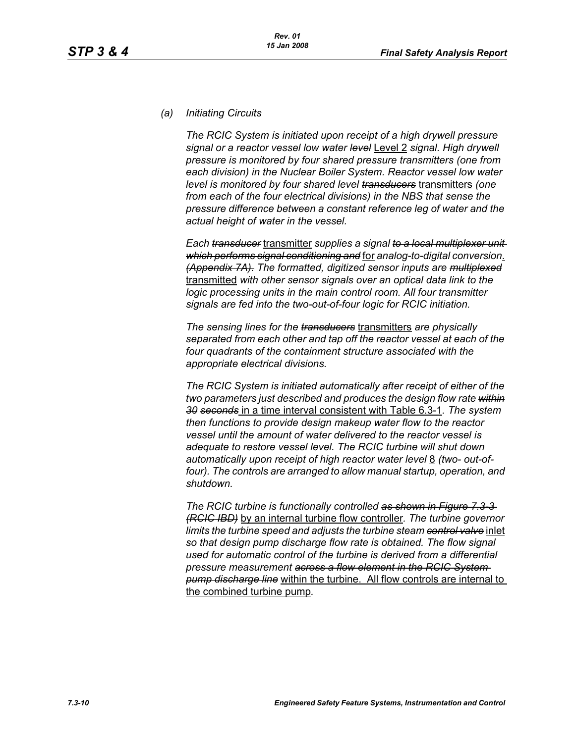*(a) Initiating Circuits*

*The RCIC System is initiated upon receipt of a high drywell pressure signal or a reactor vessel low water ~~level~~* Level 2 *signal. High drywell pressure is monitored by four shared pressure transmitters (one from each division) in the Nuclear Boiler System. Reactor vessel low water level is monitored by four shared level ~~transducers~~* transmitters *(one from each of the four electrical divisions) in the NBS that sense the pressure difference between a constant reference leg of water and the actual height of water in the vessel.*

*Each ~~transducer~~* transmitter *supplies a signal ~~to a local multiplexer unit which performs signal conditioning and~~* for *analog-to-digital conversion*. *~~(Appendix 7A).~~ The formatted, digitized sensor inputs are ~~multiplexed~~* transmitted *with other sensor signals over an optical data link to the logic processing units in the main control room. All four transmitter signals are fed into the two-out-of-four logic for RCIC initiation.*

*The sensing lines for the ~~transducers~~* transmitters *are physically separated from each other and tap off the reactor vessel at each of the four quadrants of the containment structure associated with the appropriate electrical divisions.*

*The RCIC System is initiated automatically after receipt of either of the two parameters just described and produces the design flow rate ~~within 30 seconds~~* in a time interval consistent with Table 6.3-1*. The system then functions to provide design makeup water flow to the reactor vessel until the amount of water delivered to the reactor vessel is adequate to restore vessel level. The RCIC turbine will shut down automatically upon receipt of high reactor water level* 8 *(two- out-of-four). The controls are arranged to allow manual startup, operation, and shutdown.*

*The RCIC turbine is functionally controlled ~~as shown in Figure 7.3-3 (RCIC IBD)~~* by an internal turbine flow controller*. The turbine governor limits the turbine speed and adjusts the turbine steam ~~control valve~~* inlet *so that design pump discharge flow rate is obtained. The flow signal used for automatic control of the turbine is derived from a differential pressure measurement ~~across a flow element in the RCIC System pump discharge line~~* within the turbine. All flow controls are internal to the combined turbine pump*.*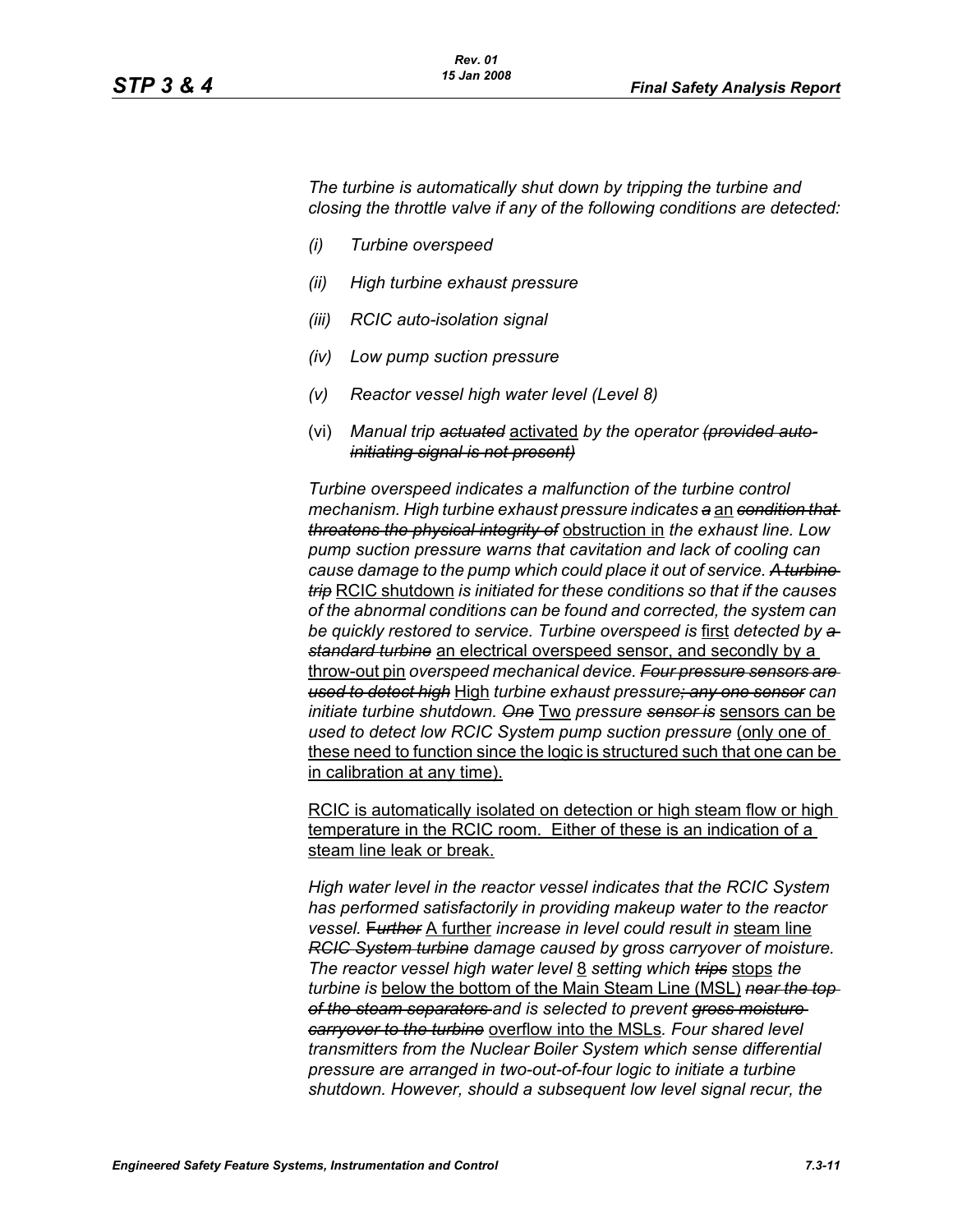*The turbine is automatically shut down by tripping the turbine and closing the throttle valve if any of the following conditions are detected:*

- *(i) Turbine overspeed*
- *(ii) High turbine exhaust pressure*
- *(iii) RCIC auto-isolation signal*
- *(iv) Low pump suction pressure*
- *(v) Reactor vessel high water level (Level 8)*
- (vi) *Manual trip ~~actuated~~* activated *by the operator ~~(provided auto-initiating signal is not present)~~*

*Turbine overspeed indicates a malfunction of the turbine control mechanism. High turbine exhaust pressure indicates ~~a~~* an *~~condition that threatens the physical integrity of~~* obstruction in *the exhaust line. Low pump suction pressure warns that cavitation and lack of cooling can cause damage to the pump which could place it out of service. ~~A turbine trip~~* RCIC shutdown *is initiated for these conditions so that if the causes of the abnormal conditions can be found and corrected, the system can be quickly restored to service. Turbine overspeed is* first *detected by ~~a standard turbine~~* an electrical overspeed sensor, and secondly by a throw-out pin *overspeed mechanical device. ~~Four pressure sensors are used to detect high~~* High *turbine exhaust pressure~~; any one sensor~~ can initiate turbine shutdown. ~~One~~* Two *pressure ~~sensor is~~* sensors can be *used to detect low RCIC System pump suction pressure* (only one of these need to function since the logic is structured such that one can be in calibration at any time).

RCIC is automatically isolated on detection or high steam flow or high temperature in the RCIC room. Either of these is an indication of a steam line leak or break.

*High water level in the reactor vessel indicates that the RCIC System has performed satisfactorily in providing makeup water to the reactor vessel. ~~Further~~* A further *increase in level could result in* steam line *~~RCIC System turbine~~ damage caused by gross carryover of moisture. The reactor vessel high water level* 8 *setting which ~~trips~~* stops *the turbine is* below the bottom of the Main Steam Line (MSL) *~~near the top of the steam separators~~ and is selected to prevent ~~gross moisture carryover to the turbine~~* overflow into the MSLs*. Four shared level transmitters from the Nuclear Boiler System which sense differential pressure are arranged in two-out-of-four logic to initiate a turbine shutdown. However, should a subsequent low level signal recur, the*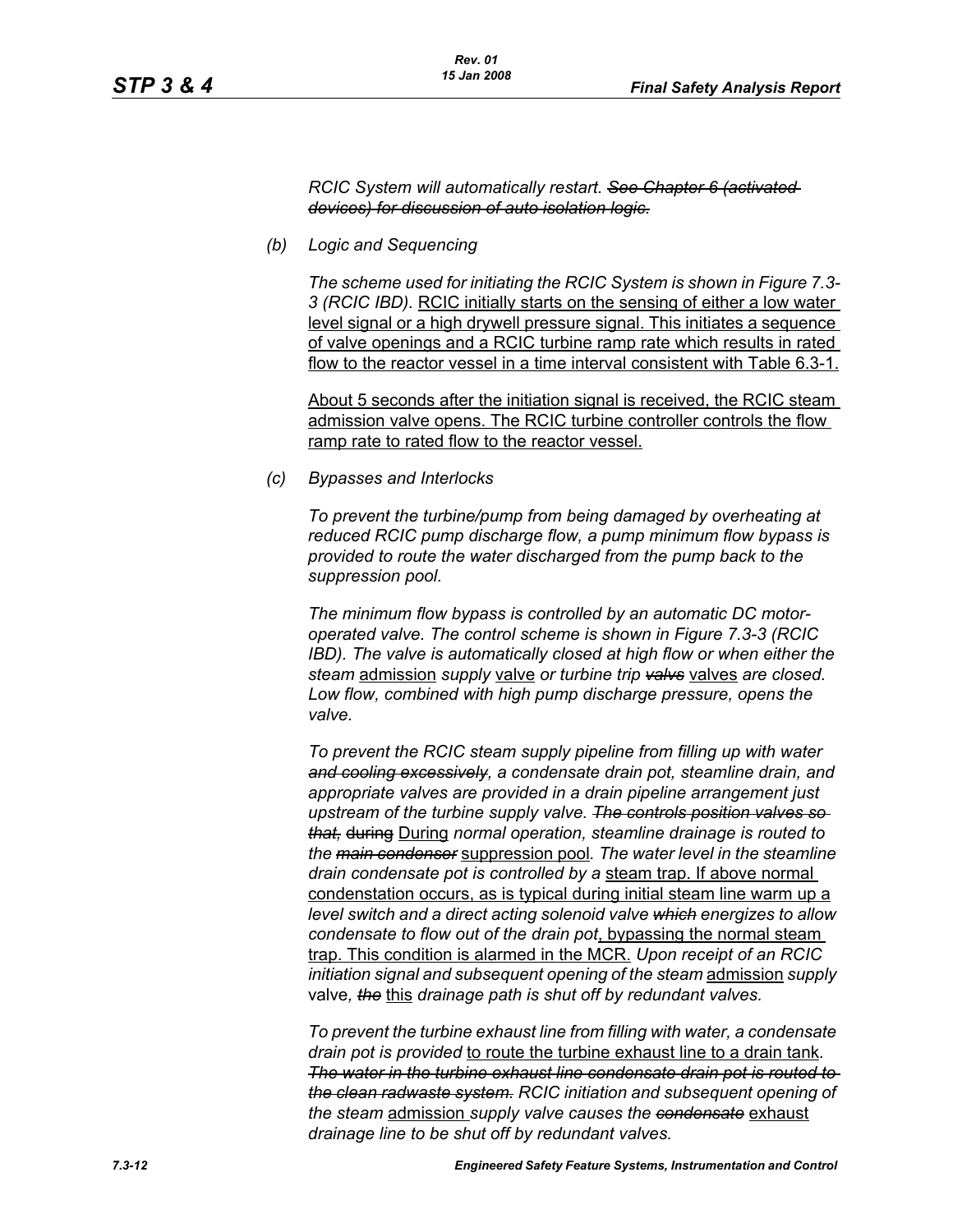*RCIC System will automatically restart.* ~~*See Chapter 6 (activated devices) for discussion of auto isolation logic.*~~

*(b) Logic and Sequencing*

*The scheme used for initiating the RCIC System is shown in Figure 7.3-3 (RCIC IBD).* <u>RCIC initially starts on the sensing of either a low water level signal or a high drywell pressure signal. This initiates a sequence of valve openings and a RCIC turbine ramp rate which results in rated flow to the reactor vessel in a time interval consistent with Table 6.3-1.</u>

<u>About 5 seconds after the initiation signal is received, the RCIC steam admission valve opens. The RCIC turbine controller controls the flow ramp rate to rated flow to the reactor vessel.</u>

*(c) Bypasses and Interlocks*

*To prevent the turbine/pump from being damaged by overheating at reduced RCIC pump discharge flow, a pump minimum flow bypass is provided to route the water discharged from the pump back to the suppression pool.*

*The minimum flow bypass is controlled by an automatic DC motor-operated valve. The control scheme is shown in Figure 7.3-3 (RCIC IBD). The valve is automatically closed at high flow or when either the steam* <u>admission</u> *supply* <u>valve</u> *or turbine trip* ~~*valvs*~~ <u>valves</u> *are closed. Low flow, combined with high pump discharge pressure, opens the valve.*

*To prevent the RCIC steam supply pipeline from filling up with water* ~~*and cooling excessively*~~*, a condensate drain pot, steamline drain, and appropriate valves are provided in a drain pipeline arrangement just upstream of the turbine supply valve.* ~~*The controls position valves so that,*~~ ~~during~~ <u>During</u> *normal operation, steamline drainage is routed to the* ~~*main condenser*~~ <u>suppression pool</u>*. The water level in the steamline drain condensate pot is controlled by a* <u>steam trap. If above normal condenstation occurs, as is typical during initial steam line warm up a</u> *level switch and a direct acting solenoid valve* ~~*which*~~ *energizes to allow condensate to flow out of the drain pot*<u>, bypassing the normal steam trap. This condition is alarmed in the MCR.</u> *Upon receipt of an RCIC initiation signal and subsequent opening of the steam* <u>admission</u> *supply* valve*,* ~~*the*~~ <u>this</u> *drainage path is shut off by redundant valves.*

*To prevent the turbine exhaust line from filling with water, a condensate drain pot is provided* <u>to route the turbine exhaust line to a drain tank</u>*.* ~~*The water in the turbine exhaust line condensate drain pot is routed to the clean radwaste system.*~~ *RCIC initiation and subsequent opening of the steam* <u>admission</u> *supply valve causes the* ~~*condensate*~~ <u>exhaust</u> *drainage line to be shut off by redundant valves.*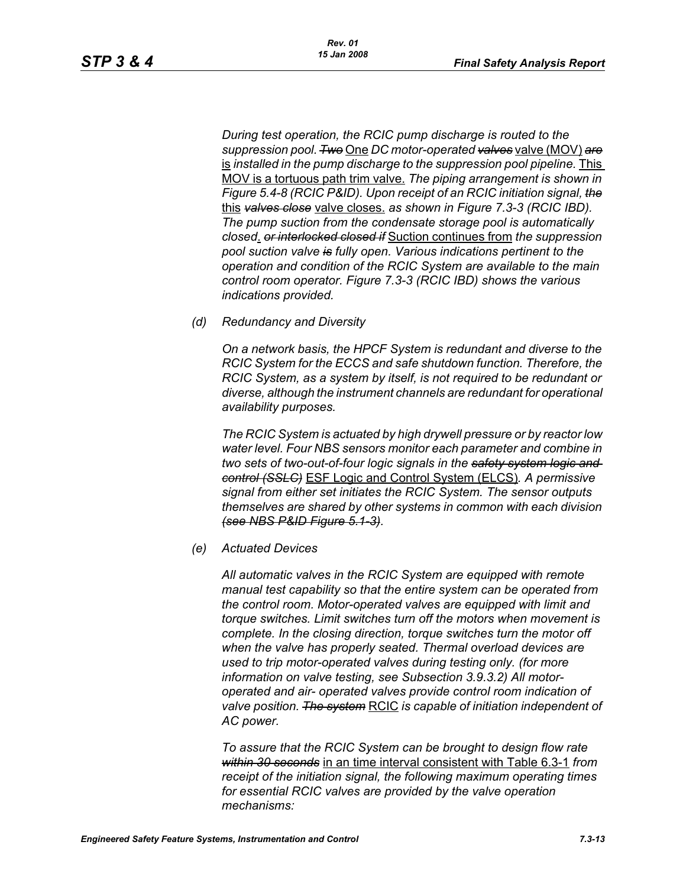*During test operation, the RCIC pump discharge is routed to the suppression pool. ~~Two~~ One DC motor-operated ~~valves~~ valve (MOV) ~~are~~ is installed in the pump discharge to the suppression pool pipeline.* This MOV is a tortuous path trim valve. *The piping arrangement is shown in Figure 5.4-8 (RCIC P&ID). Upon receipt of an RCIC initiation signal, ~~the~~* this *~~valves close~~* valve closes. *as shown in Figure 7.3-3 (RCIC IBD). The pump suction from the condensate storage pool is automatically closed*. *~~or interlocked closed if~~* Suction continues from *the suppression pool suction valve ~~is~~ fully open. Various indications pertinent to the operation and condition of the RCIC System are available to the main control room operator. Figure 7.3-3 (RCIC IBD) shows the various indications provided.*

*(d) Redundancy and Diversity*

*On a network basis, the HPCF System is redundant and diverse to the RCIC System for the ECCS and safe shutdown function. Therefore, the RCIC System, as a system by itself, is not required to be redundant or diverse, although the instrument channels are redundant for operational availability purposes.*

*The RCIC System is actuated by high drywell pressure or by reactor low water level. Four NBS sensors monitor each parameter and combine in two sets of two-out-of-four logic signals in the ~~safety system logic and control (SSLC)~~* ESF Logic and Control System (ELCS)*. A permissive signal from either set initiates the RCIC System. The sensor outputs themselves are shared by other systems in common with each division ~~(see NBS P&ID Figure 5.1-3)~~.*

*(e) Actuated Devices*

*All automatic valves in the RCIC System are equipped with remote manual test capability so that the entire system can be operated from the control room. Motor-operated valves are equipped with limit and torque switches. Limit switches turn off the motors when movement is complete. In the closing direction, torque switches turn the motor off when the valve has properly seated. Thermal overload devices are used to trip motor-operated valves during testing only. (for more information on valve testing, see Subsection 3.9.3.2) All motor-operated and air- operated valves provide control room indication of valve position. ~~The system~~* RCIC *is capable of initiation independent of AC power.*

*To assure that the RCIC System can be brought to design flow rate ~~within 30 seconds~~* in an time interval consistent with Table 6.3-1 *from receipt of the initiation signal, the following maximum operating times for essential RCIC valves are provided by the valve operation mechanisms:*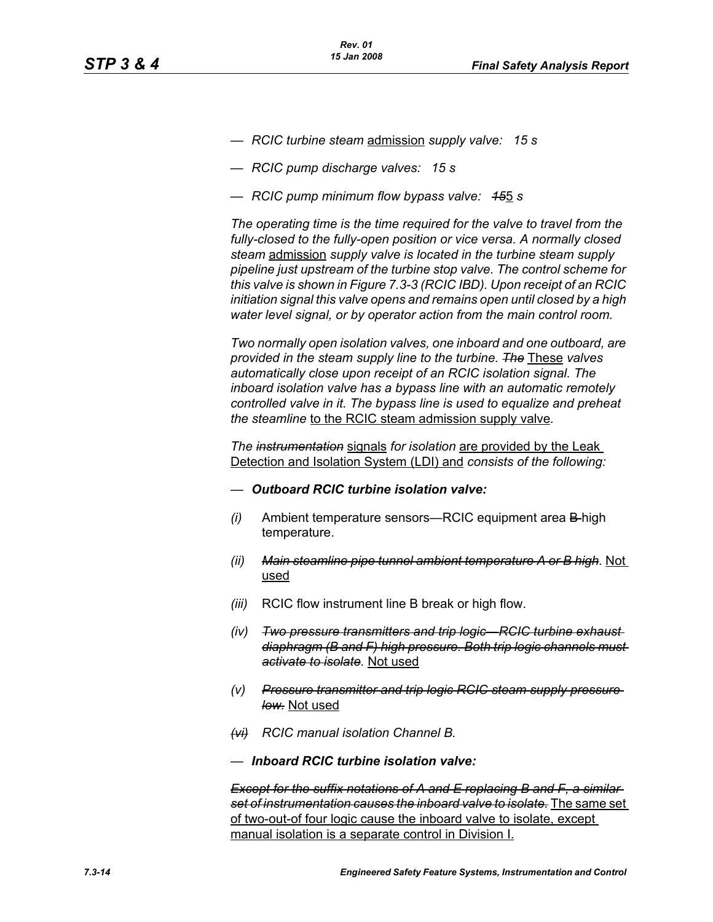— *RCIC turbine steam* admission *supply valve: 15 s*

— *RCIC pump discharge valves: 15 s*

— *RCIC pump minimum flow bypass valve: ~~15~~*5 *s*

*The operating time is the time required for the valve to travel from the fully-closed to the fully-open position or vice versa. A normally closed steam* admission *supply valve is located in the turbine steam supply pipeline just upstream of the turbine stop valve. The control scheme for this valve is shown in Figure 7.3-3 (RCIC IBD). Upon receipt of an RCIC initiation signal this valve opens and remains open until closed by a high water level signal, or by operator action from the main control room.*

*Two normally open isolation valves, one inboard and one outboard, are provided in the steam supply line to the turbine. ~~The~~* These *valves automatically close upon receipt of an RCIC isolation signal. The inboard isolation valve has a bypass line with an automatic remotely controlled valve in it. The bypass line is used to equalize and preheat the steamline* to the RCIC steam admission supply valve*.*

*The ~~instrumentation~~* signals *for isolation* are provided by the Leak Detection and Isolation System (LDI) and *consists of the following:*

— ***Outboard RCIC turbine isolation valve:***

*(i)* Ambient temperature sensors—RCIC equipment area ~~B~~ high temperature.

*(ii)* *~~Main steamline pipe tunnel ambient temperature A or B high.~~* Not used

*(iii)* RCIC flow instrument line B break or high flow.

*(iv)* *~~Two pressure transmitters and trip logic—RCIC turbine exhaust diaphragm (B and F) high pressure. Both trip logic channels must activate to isolate.~~* Not used

*(v)* *~~Pressure transmitter and trip logic RCIC steam supply pressure low.~~* Not used

*~~(vi)~~* *RCIC manual isolation Channel B.*

— ***Inboard RCIC turbine isolation valve:***

*~~Except for the suffix notations of A and E replacing B and F, a similar set of instrumentation causes the inboard valve to isolate.~~* The same set of two-out-of four logic cause the inboard valve to isolate, except manual isolation is a separate control in Division I.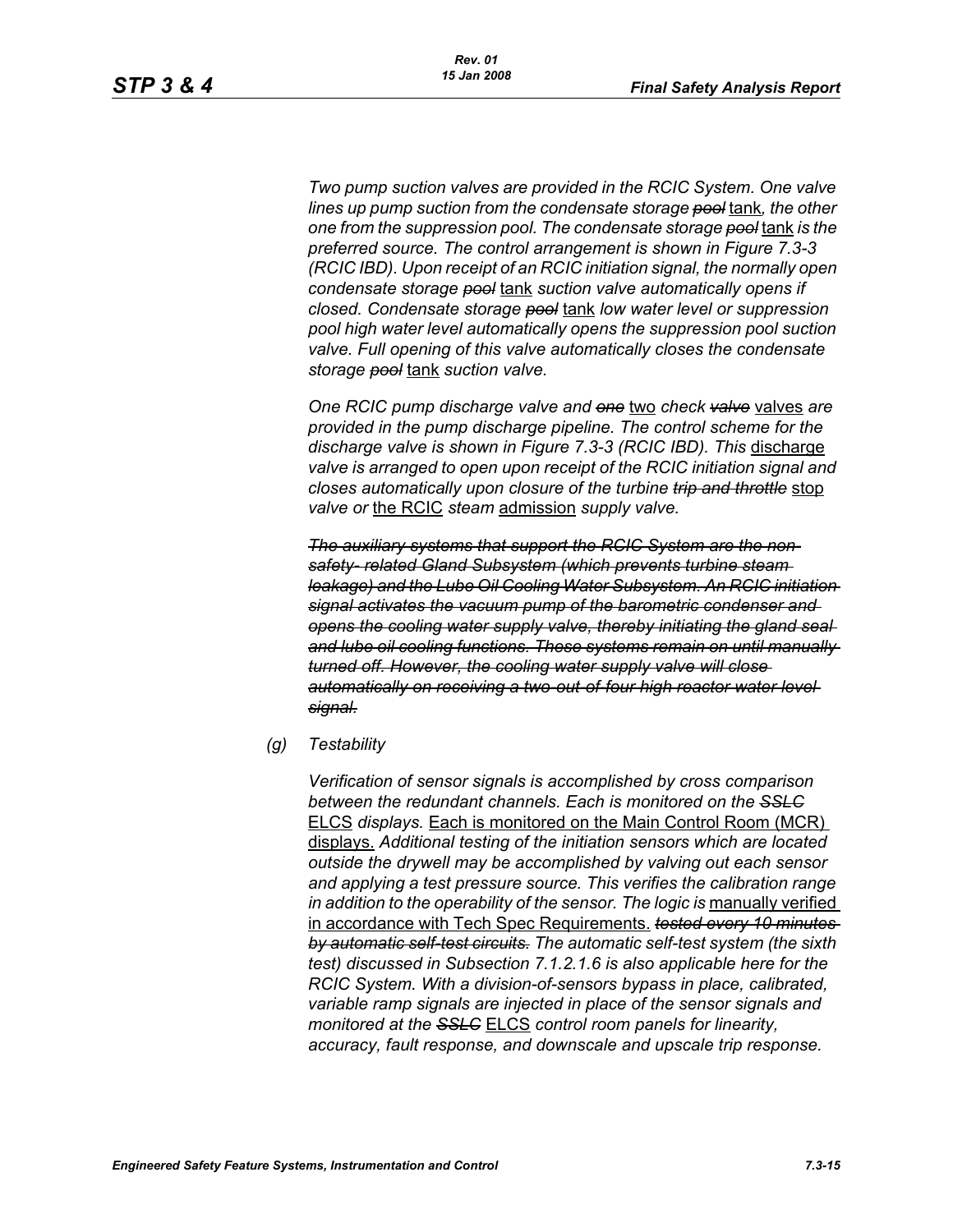*Two pump suction valves are provided in the RCIC System. One valve lines up pump suction from the condensate storage* ~~*pool*~~ tank*, the other one from the suppression pool. The condensate storage* ~~*pool*~~ tank *is the preferred source. The control arrangement is shown in Figure 7.3-3 (RCIC IBD). Upon receipt of an RCIC initiation signal, the normally open condensate storage* ~~*pool*~~ tank *suction valve automatically opens if closed. Condensate storage* ~~*pool*~~ tank *low water level or suppression pool high water level automatically opens the suppression pool suction valve. Full opening of this valve automatically closes the condensate storage* ~~*pool*~~ tank *suction valve.*

*One RCIC pump discharge valve and* ~~*one*~~ two *check* ~~*valve*~~ valves *are provided in the pump discharge pipeline. The control scheme for the discharge valve is shown in Figure 7.3-3 (RCIC IBD). This* discharge *valve is arranged to open upon receipt of the RCIC initiation signal and closes automatically upon closure of the turbine* ~~*trip and throttle*~~ stop *valve or* the RCIC *steam* admission *supply valve.*

~~*The auxiliary systems that support the RCIC System are the non-safety- related Gland Subsystem (which prevents turbine steam leakage) and the Lube Oil Cooling Water Subsystem. An RCIC initiation signal activates the vacuum pump of the barometric condenser and opens the cooling water supply valve, thereby initiating the gland seal and lube oil cooling functions. These systems remain on until manually turned off. However, the cooling water supply valve will close automatically on receiving a two-out-of-four high reactor water level signal.*~~

(g) *Testability*

*Verification of sensor signals is accomplished by cross comparison between the redundant channels. Each is monitored on the* ~~*SSLC*~~ ELCS *displays.* Each is monitored on the Main Control Room (MCR) displays. *Additional testing of the initiation sensors which are located outside the drywell may be accomplished by valving out each sensor and applying a test pressure source. This verifies the calibration range in addition to the operability of the sensor. The logic is* manually verified in accordance with Tech Spec Requirements. ~~*tested every 10 minutes by automatic self-test circuits.*~~ *The automatic self-test system (the sixth test) discussed in Subsection 7.1.2.1.6 is also applicable here for the RCIC System. With a division-of-sensors bypass in place, calibrated, variable ramp signals are injected in place of the sensor signals and monitored at the* ~~*SSLC*~~ ELCS *control room panels for linearity, accuracy, fault response, and downscale and upscale trip response.*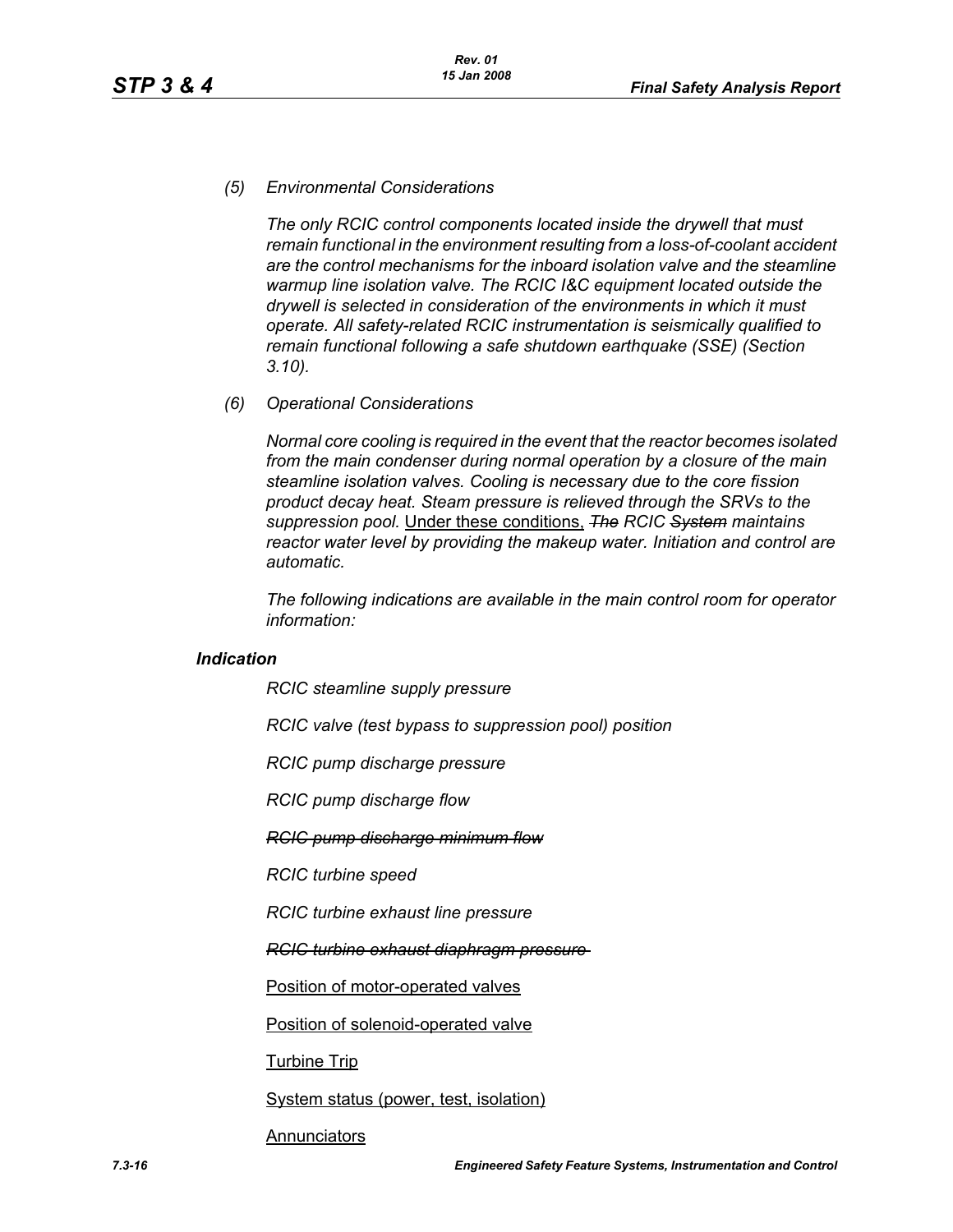*(5) Environmental Considerations*

*The only RCIC control components located inside the drywell that must remain functional in the environment resulting from a loss-of-coolant accident are the control mechanisms for the inboard isolation valve and the steamline warmup line isolation valve. The RCIC I&C equipment located outside the drywell is selected in consideration of the environments in which it must operate. All safety-related RCIC instrumentation is seismically qualified to remain functional following a safe shutdown earthquake (SSE) (Section 3.10).*

*(6) Operational Considerations*

*Normal core cooling is required in the event that the reactor becomes isolated from the main condenser during normal operation by a closure of the main steamline isolation valves. Cooling is necessary due to the core fission product decay heat. Steam pressure is relieved through the SRVs to the suppression pool.* <u>Under these conditions,</u> ~~*The*~~ *RCIC* ~~*System*~~ *maintains reactor water level by providing the makeup water. Initiation and control are automatic.*

*The following indications are available in the main control room for operator information:*

***Indication***

*RCIC steamline supply pressure*

*RCIC valve (test bypass to suppression pool) position*

*RCIC pump discharge pressure*

*RCIC pump discharge flow*

~~*RCIC pump discharge minimum flow*~~

*RCIC turbine speed*

*RCIC turbine exhaust line pressure*

~~*RCIC turbine exhaust diaphragm pressure*~~

<u>Position of motor-operated valves</u>

<u>Position of solenoid-operated valve</u>

<u>Turbine Trip</u>

<u>System status (power, test, isolation)</u>

<u>Annunciators</u>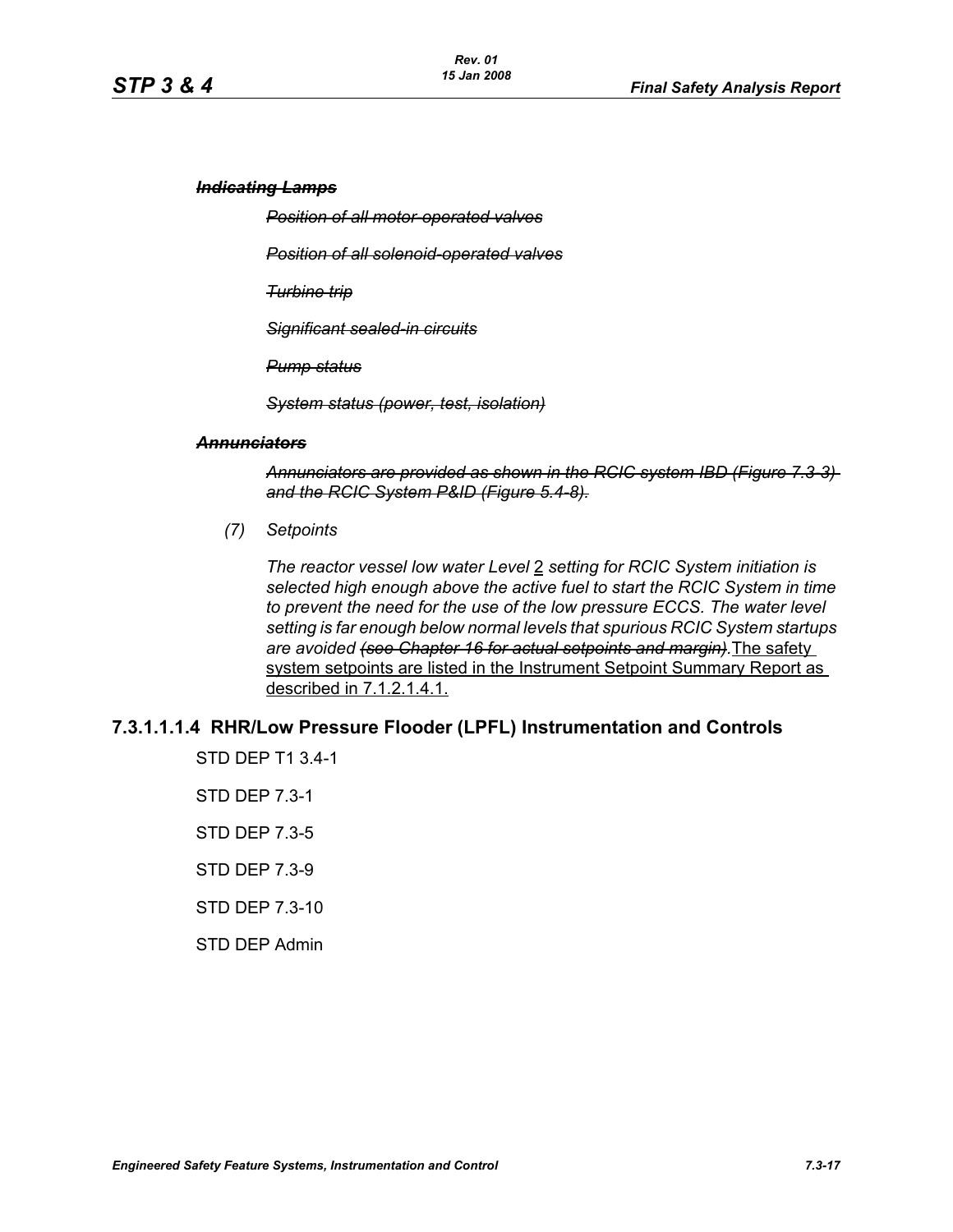***~~Indicating Lamps~~***

*~~Position of all motor-operated valves~~*

*~~Position of all solenoid-operated valves~~*

*~~Turbine trip~~*

*~~Significant sealed-in circuits~~*

*~~Pump status~~*

*~~System status (power, test, isolation)~~*

***~~Annunciators~~***

*~~Annunciators are provided as shown in the RCIC system IBD (Figure 7.3-3) and the RCIC System P&ID (Figure 5.4-8).~~*

*(7) Setpoints*

*The reactor vessel low water Level <u>2</u> setting for RCIC System initiation is selected high enough above the active fuel to start the RCIC System in time to prevent the need for the use of the low pressure ECCS. The water level setting is far enough below normal levels that spurious RCIC System startups are avoided ~~(see Chapter 16 for actual setpoints and margin).~~*<u>The safety system setpoints are listed in the Instrument Setpoint Summary Report as described in 7.1.2.1.4.1.</u>

### 7.3.1.1.1.4 RHR/Low Pressure Flooder (LPFL) Instrumentation and Controls

STD DEP T1 3.4-1

STD DEP 7.3-1

STD DEP 7.3-5

STD DEP 7.3-9

STD DEP 7.3-10

STD DEP Admin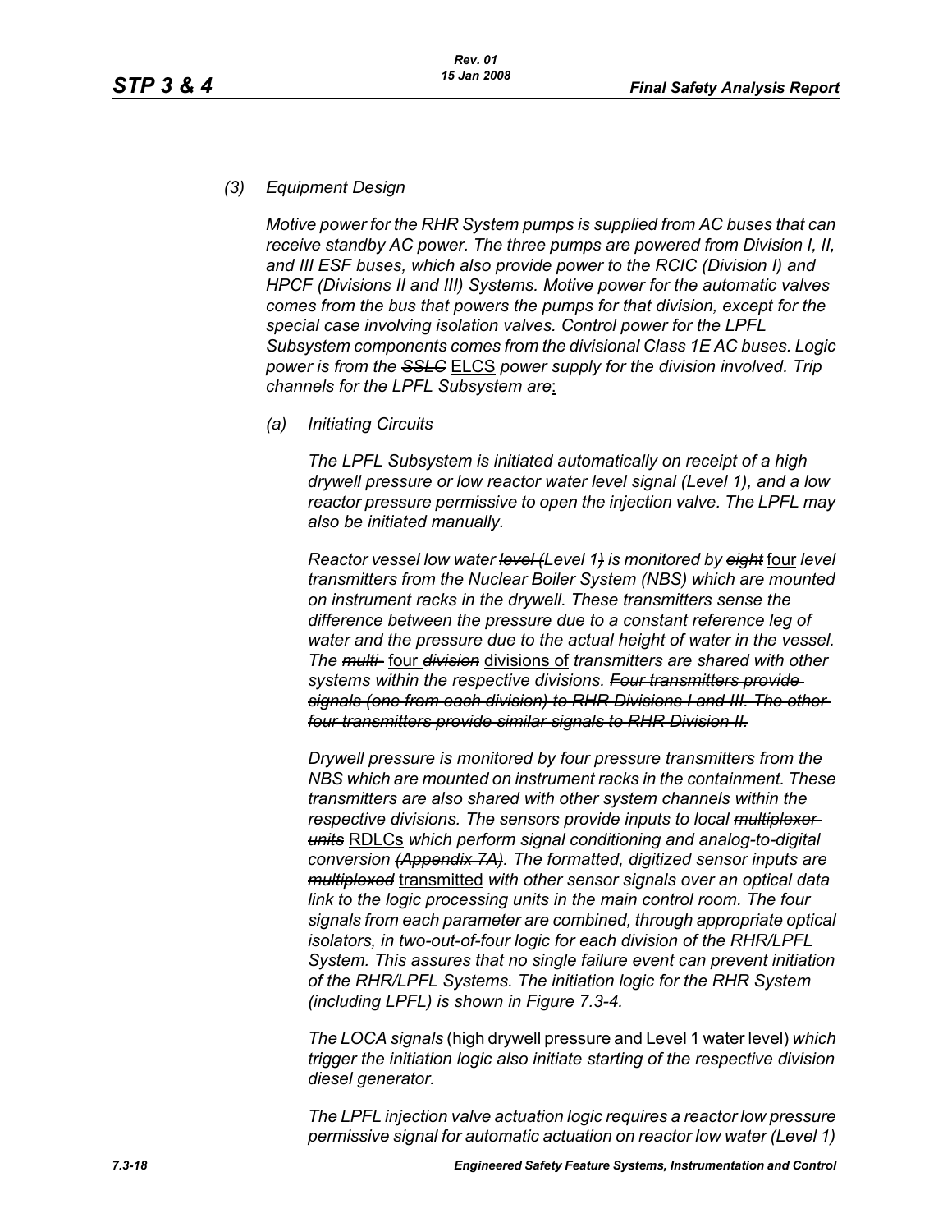*(3) Equipment Design*

*Motive power for the RHR System pumps is supplied from AC buses that can receive standby AC power. The three pumps are powered from Division I, II, and III ESF buses, which also provide power to the RCIC (Division I) and HPCF (Divisions II and III) Systems. Motive power for the automatic valves comes from the bus that powers the pumps for that division, except for the special case involving isolation valves. Control power for the LPFL Subsystem components comes from the divisional Class 1E AC buses. Logic power is from the* ~~*SSLC*~~ ELCS *power supply for the division involved. Trip channels for the LPFL Subsystem are*:

*(a) Initiating Circuits*

*The LPFL Subsystem is initiated automatically on receipt of a high drywell pressure or low reactor water level signal (Level 1), and a low reactor pressure permissive to open the injection valve. The LPFL may also be initiated manually.*

*Reactor vessel low water* ~~*level (*~~*Level 1*~~*)*~~ *is monitored by* ~~*eight*~~ four *level transmitters from the Nuclear Boiler System (NBS) which are mounted on instrument racks in the drywell. These transmitters sense the difference between the pressure due to a constant reference leg of water and the pressure due to the actual height of water in the vessel. The* ~~*multi-*~~ four ~~*division*~~ divisions of *transmitters are shared with other systems within the respective divisions.* ~~*Four transmitters provide signals (one from each division) to RHR Divisions I and III. The other four transmitters provide similar signals to RHR Division II.*~~

*Drywell pressure is monitored by four pressure transmitters from the NBS which are mounted on instrument racks in the containment. These transmitters are also shared with other system channels within the respective divisions. The sensors provide inputs to local* ~~*multiplexer units*~~ RDLCs *which perform signal conditioning and analog-to-digital conversion* ~~*(Appendix 7A)*~~. *The formatted, digitized sensor inputs are* ~~*multiplexed*~~ transmitted *with other sensor signals over an optical data link to the logic processing units in the main control room. The four signals from each parameter are combined, through appropriate optical isolators, in two-out-of-four logic for each division of the RHR/LPFL System. This assures that no single failure event can prevent initiation of the RHR/LPFL Systems. The initiation logic for the RHR System (including LPFL) is shown in Figure 7.3-4.*

*The LOCA signals* (high drywell pressure and Level 1 water level) *which trigger the initiation logic also initiate starting of the respective division diesel generator.*

*The LPFL injection valve actuation logic requires a reactor low pressure permissive signal for automatic actuation on reactor low water (Level 1)*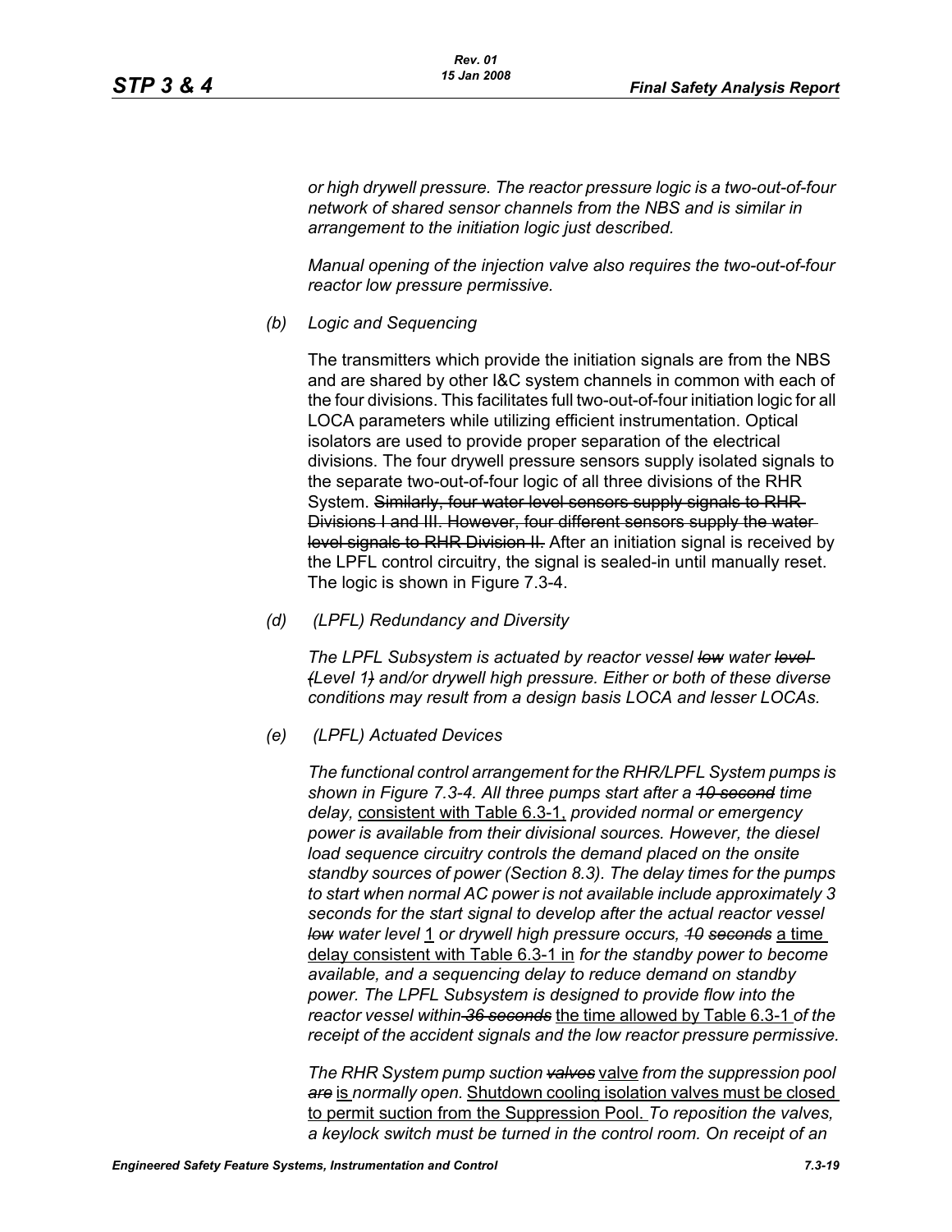*or high drywell pressure. The reactor pressure logic is a two-out-of-four network of shared sensor channels from the NBS and is similar in arrangement to the initiation logic just described.*

*Manual opening of the injection valve also requires the two-out-of-four reactor low pressure permissive.*

*(b) Logic and Sequencing*

The transmitters which provide the initiation signals are from the NBS and are shared by other I&C system channels in common with each of the four divisions. This facilitates full two-out-of-four initiation logic for all LOCA parameters while utilizing efficient instrumentation. Optical isolators are used to provide proper separation of the electrical divisions. The four drywell pressure sensors supply isolated signals to the separate two-out-of-four logic of all three divisions of the RHR System. ~~Similarly, four water level sensors supply signals to RHR Divisions I and III. However, four different sensors supply the water level signals to RHR Division II.~~ After an initiation signal is received by the LPFL control circuitry, the signal is sealed-in until manually reset. The logic is shown in Figure 7.3-4.

*(d) (LPFL) Redundancy and Diversity*

*The LPFL Subsystem is actuated by reactor vessel ~~low~~ water ~~level (~~Level 1~~)~~ and/or drywell high pressure. Either or both of these diverse conditions may result from a design basis LOCA and lesser LOCAs.*

*(e) (LPFL) Actuated Devices*

*The functional control arrangement for the RHR/LPFL System pumps is shown in Figure 7.3-4. All three pumps start after a ~~10 second~~ time delay,* consistent with Table 6.3-1, *provided normal or emergency power is available from their divisional sources. However, the diesel load sequence circuitry controls the demand placed on the onsite standby sources of power (Section 8.3). The delay times for the pumps to start when normal AC power is not available include approximately 3 seconds for the start signal to develop after the actual reactor vessel ~~low~~ water level* 1 *or drywell high pressure occurs, ~~10 seconds~~* a time delay consistent with Table 6.3-1 in *for the standby power to become available, and a sequencing delay to reduce demand on standby power. The LPFL Subsystem is designed to provide flow into the reactor vessel within ~~36 seconds~~* the time allowed by Table 6.3-1 *of the receipt of the accident signals and the low reactor pressure permissive.*

*The RHR System pump suction ~~valves~~* valve *from the suppression pool ~~are~~* is *normally open.* Shutdown cooling isolation valves must be closed to permit suction from the Suppression Pool. *To reposition the valves, a keylock switch must be turned in the control room. On receipt of an*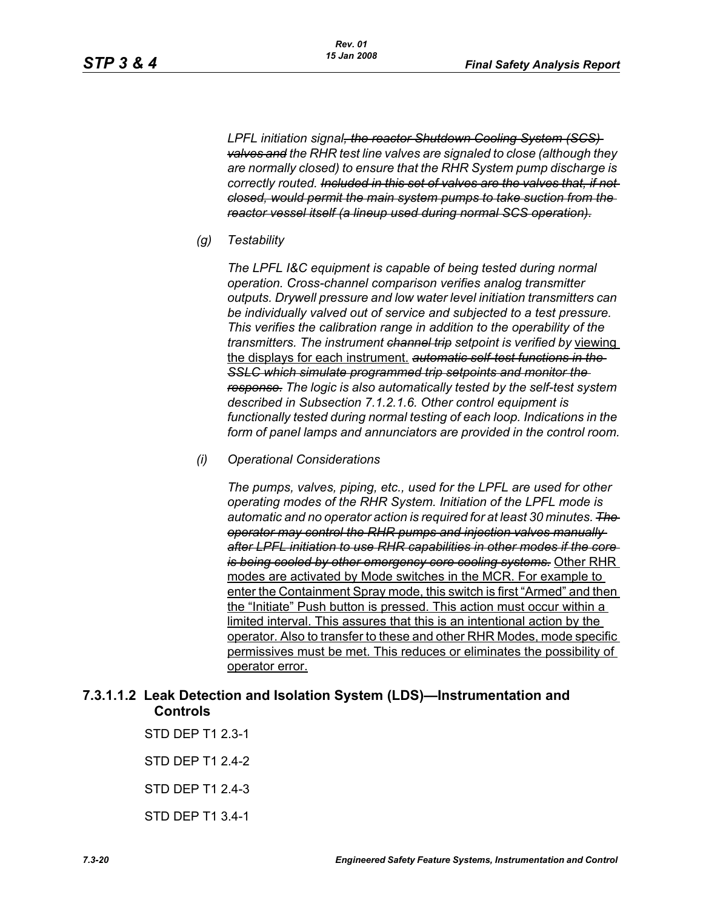*LPFL initiation signal~~, the reactor Shutdown Cooling System (SCS) valves and~~ the RHR test line valves are signaled to close (although they are normally closed) to ensure that the RHR System pump discharge is correctly routed. ~~Included in this set of valves are the valves that, if not closed, would permit the main system pumps to take suction from the reactor vessel itself (a lineup used during normal SCS operation).~~*

*(g) Testability*

*The LPFL I&C equipment is capable of being tested during normal operation. Cross-channel comparison verifies analog transmitter outputs. Drywell pressure and low water level initiation transmitters can be individually valved out of service and subjected to a test pressure. This verifies the calibration range in addition to the operability of the transmitters. The instrument ~~channel trip~~ setpoint is verified by* <u>viewing the displays for each instrument.</u> *~~automatic self-test functions in the SSLC which simulate programmed trip setpoints and monitor the response.~~ The logic is also automatically tested by the self-test system described in Subsection 7.1.2.1.6. Other control equipment is functionally tested during normal testing of each loop. Indications in the form of panel lamps and annunciators are provided in the control room.*

*(i) Operational Considerations*

*The pumps, valves, piping, etc., used for the LPFL are used for other operating modes of the RHR System. Initiation of the LPFL mode is automatic and no operator action is required for at least 30 minutes. ~~The operator may control the RHR pumps and injection valves manually after LPFL initiation to use RHR capabilities in other modes if the core is being cooled by other emergency core cooling systems.~~* <u>Other RHR modes are activated by Mode switches in the MCR. For example to enter the Containment Spray mode, this switch is first "Armed" and then the "Initiate" Push button is pressed. This action must occur within a limited interval. This assures that this is an intentional action by the operator. Also to transfer to these and other RHR Modes, mode specific permissives must be met. This reduces or eliminates the possibility of operator error.</u>

### 7.3.1.1.2 Leak Detection and Isolation System (LDS)—Instrumentation and Controls

STD DEP T1 2.3-1

STD DEP T1 2.4-2

STD DEP T1 2.4-3

STD DEP T1 3.4-1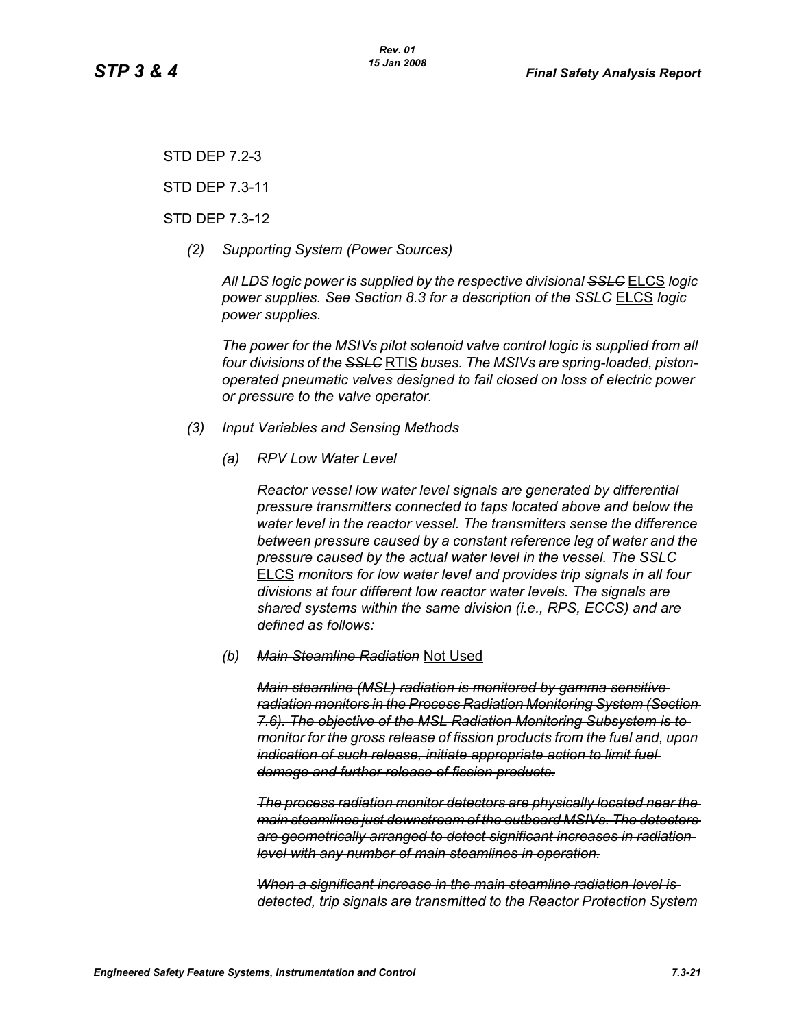STD DEP 7.2-3

STD DEP 7.3-11

STD DEP 7.3-12

*(2) Supporting System (Power Sources)*

*All LDS logic power is supplied by the respective divisional ~~SSLC~~* <u>ELCS</u> *logic power supplies. See Section 8.3 for a description of the ~~SSLC~~* <u>ELCS</u> *logic power supplies.*

*The power for the MSIVs pilot solenoid valve control logic is supplied from all four divisions of the ~~SSLC~~* <u>RTIS</u> *buses. The MSIVs are spring-loaded, piston-operated pneumatic valves designed to fail closed on loss of electric power or pressure to the valve operator.*

*(3) Input Variables and Sensing Methods*

*(a) RPV Low Water Level*

*Reactor vessel low water level signals are generated by differential pressure transmitters connected to taps located above and below the water level in the reactor vessel. The transmitters sense the difference between pressure caused by a constant reference leg of water and the pressure caused by the actual water level in the vessel. The ~~SSLC~~* <u>ELCS</u> *monitors for low water level and provides trip signals in all four divisions at four different low reactor water levels. The signals are shared systems within the same division (i.e., RPS, ECCS) and are defined as follows:*

*(b) ~~Main Steamline Radiation~~* <u>Not Used</u>

*~~Main steamline (MSL) radiation is monitored by gamma-sensitive radiation monitors in the Process Radiation Monitoring System (Section 7.6). The objective of the MSL Radiation Monitoring Subsystem is to monitor for the gross release of fission products from the fuel and, upon indication of such release, initiate appropriate action to limit fuel damage and further release of fission products.~~*

*~~The process radiation monitor detectors are physically located near the main steamlines just downstream of the outboard MSIVs. The detectors are geometrically arranged to detect significant increases in radiation level with any number of main steamlines in operation.~~*

*~~When a significant increase in the main steamline radiation level is detected, trip signals are transmitted to the Reactor Protection System~~*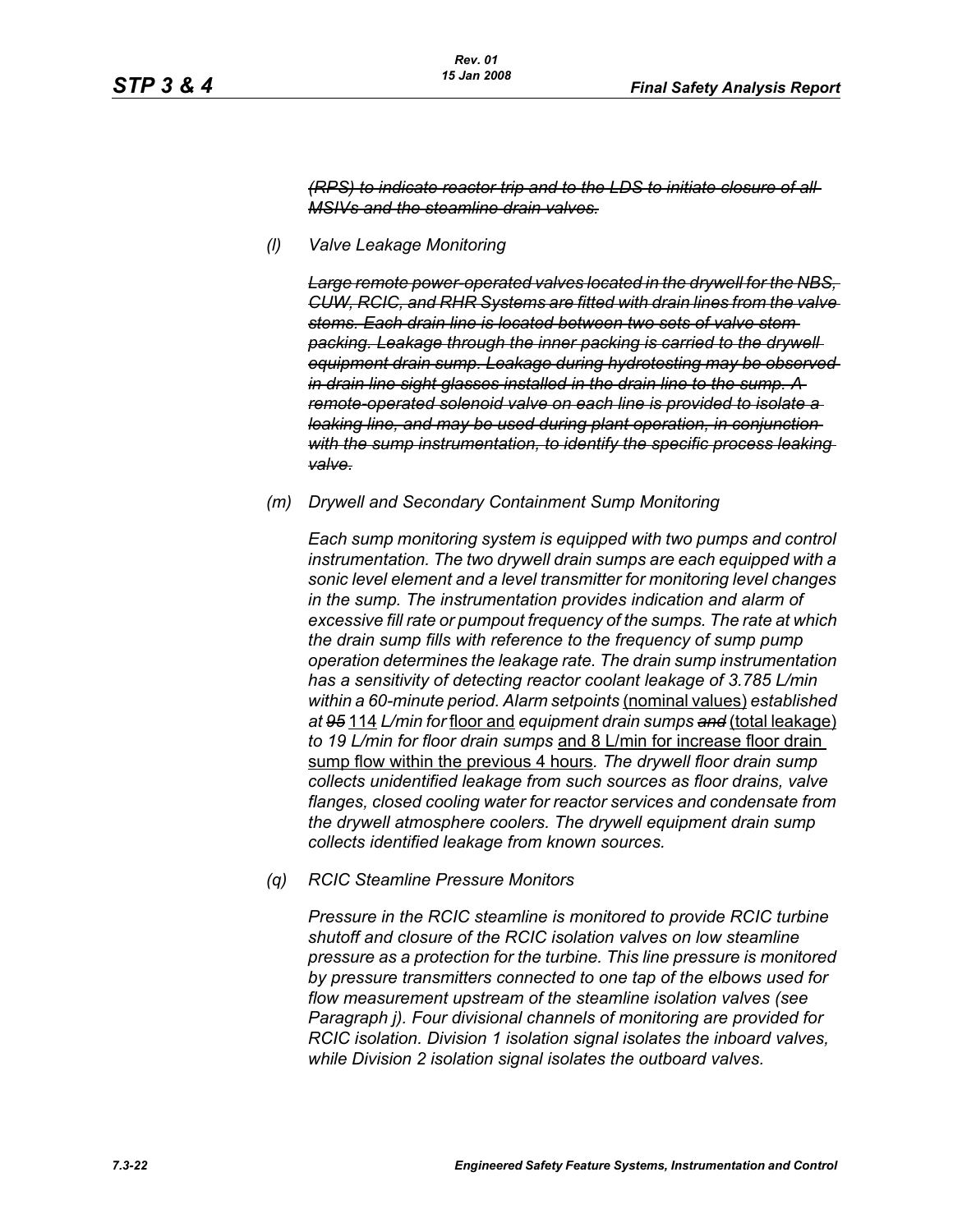~~*(RPS) to indicate reactor trip and to the LDS to initiate closure of all MSIVs and the steamline drain valves.*~~

*(l) Valve Leakage Monitoring*

~~*Large remote power-operated valves located in the drywell for the NBS, CUW, RCIC, and RHR Systems are fitted with drain lines from the valve stems. Each drain line is located between two sets of valve stem packing. Leakage through the inner packing is carried to the drywell equipment drain sump. Leakage during hydrotesting may be observed in drain line sight glasses installed in the drain line to the sump. A remote-operated solenoid valve on each line is provided to isolate a leaking line, and may be used during plant operation, in conjunction with the sump instrumentation, to identify the specific process leaking valve.*~~

*(m) Drywell and Secondary Containment Sump Monitoring*

*Each sump monitoring system is equipped with two pumps and control instrumentation. The two drywell drain sumps are each equipped with a sonic level element and a level transmitter for monitoring level changes in the sump. The instrumentation provides indication and alarm of excessive fill rate or pumpout frequency of the sumps. The rate at which the drain sump fills with reference to the frequency of sump pump operation determines the leakage rate. The drain sump instrumentation has a sensitivity of detecting reactor coolant leakage of 3.785 L/min within a 60-minute period. Alarm setpoints* <u>(nominal values)</u> *established at* ~~*95*~~ <u>114</u> *L/min for* <u>floor and</u> *equipment drain sumps* ~~*and*~~ <u>(total leakage)</u> *to 19 L/min for floor drain sumps* <u>and 8 L/min for increase floor drain sump flow within the previous 4 hours</u>. *The drywell floor drain sump collects unidentified leakage from such sources as floor drains, valve flanges, closed cooling water for reactor services and condensate from the drywell atmosphere coolers. The drywell equipment drain sump collects identified leakage from known sources.*

*(q) RCIC Steamline Pressure Monitors*

*Pressure in the RCIC steamline is monitored to provide RCIC turbine shutoff and closure of the RCIC isolation valves on low steamline pressure as a protection for the turbine. This line pressure is monitored by pressure transmitters connected to one tap of the elbows used for flow measurement upstream of the steamline isolation valves (see Paragraph j). Four divisional channels of monitoring are provided for RCIC isolation. Division 1 isolation signal isolates the inboard valves, while Division 2 isolation signal isolates the outboard valves.*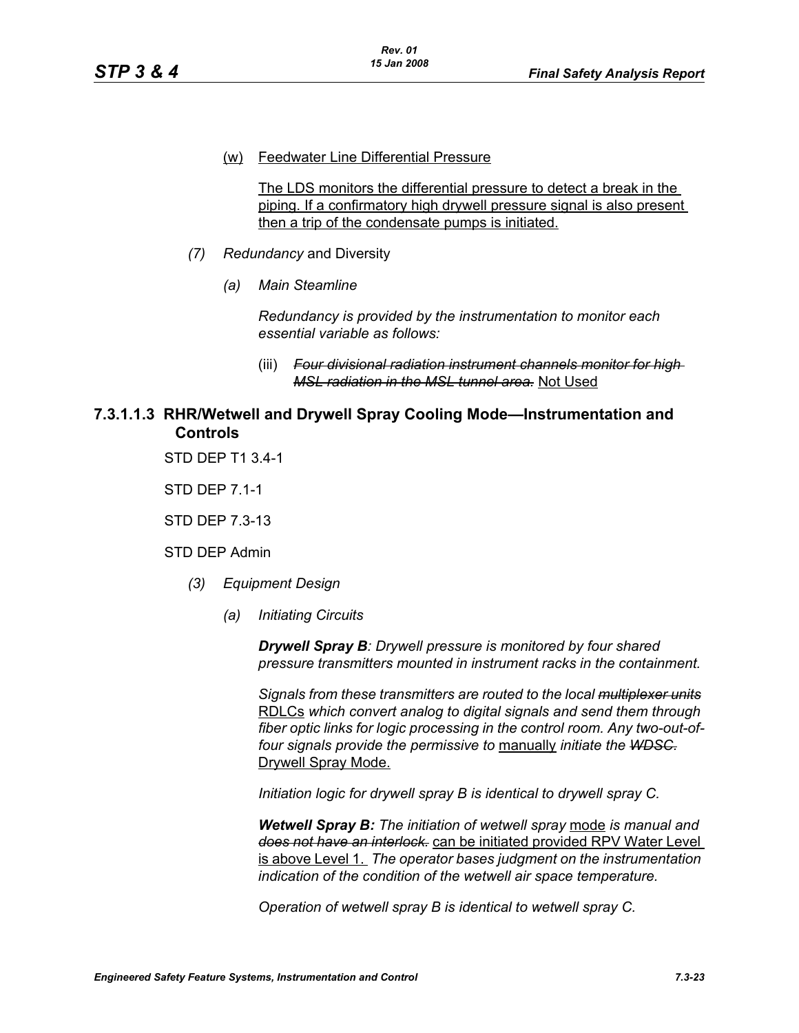(w) Feedwater Line Differential Pressure

The LDS monitors the differential pressure to detect a break in the piping. If a confirmatory high drywell pressure signal is also present then a trip of the condensate pumps is initiated.

*(7) Redundancy* and Diversity

*(a) Main Steamline*

*Redundancy is provided by the instrumentation to monitor each essential variable as follows:*

(iii) ~~*Four divisional radiation instrument channels monitor for high MSL radiation in the MSL tunnel area.*~~ Not Used

### 7.3.1.1.3 RHR/Wetwell and Drywell Spray Cooling Mode—Instrumentation and Controls

STD DEP T1 3.4-1

STD DEP 7.1-1

STD DEP 7.3-13

STD DEP Admin

*(3) Equipment Design*

*(a) Initiating Circuits*

***Drywell Spray B**: Drywell pressure is monitored by four shared pressure transmitters mounted in instrument racks in the containment.*

*Signals from these transmitters are routed to the local ~~multiplexer units~~* RDLCs *which convert analog to digital signals and send them through fiber optic links for logic processing in the control room. Any two-out-of-four signals provide the permissive to* manually *initiate the ~~WDSC.~~* Drywell Spray Mode.

*Initiation logic for drywell spray B is identical to drywell spray C.*

***Wetwell Spray B:** The initiation of wetwell spray* mode *is manual and ~~does not have an interlock.~~* can be initiated provided RPV Water Level is above Level 1. *The operator bases judgment on the instrumentation indication of the condition of the wetwell air space temperature.*

*Operation of wetwell spray B is identical to wetwell spray C.*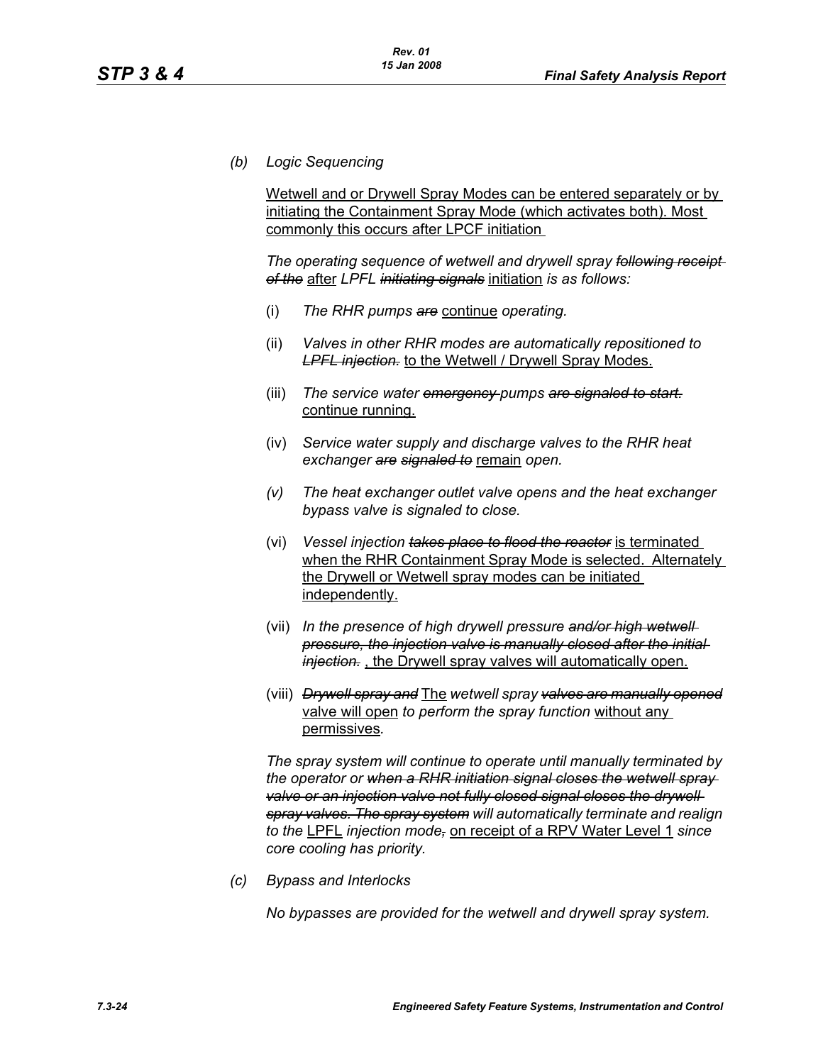*(b) Logic Sequencing*

Wetwell and or Drywell Spray Modes can be entered separately or by initiating the Containment Spray Mode (which activates both). Most commonly this occurs after LPCF initiation

*The operating sequence of wetwell and drywell spray ~~following receipt of the~~ after LPFL ~~initiating signals~~ initiation is as follows:*

(i) *The RHR pumps ~~are~~ continue operating.*

(ii) *Valves in other RHR modes are automatically repositioned to ~~LPFL injection.~~ to the Wetwell / Drywell Spray Modes.*

(iii) *The service water ~~emergency~~ pumps ~~are signaled to start.~~* continue running.

(iv) *Service water supply and discharge valves to the RHR heat exchanger ~~are signaled to~~ remain open.*

*(v) The heat exchanger outlet valve opens and the heat exchanger bypass valve is signaled to close.*

(vi) *Vessel injection ~~takes place to flood the reactor~~* is terminated when the RHR Containment Spray Mode is selected. Alternately the Drywell or Wetwell spray modes can be initiated independently.

(vii) *In the presence of high drywell pressure ~~and/or high wetwell pressure, the injection valve is manually closed after the initial injection.~~* , the Drywell spray valves will automatically open.

(viii) ~~*Drywell spray and*~~ The *wetwell spray ~~valves are manually opened~~* valve will open *to perform the spray function* without any permissives.

*The spray system will continue to operate until manually terminated by the operator or ~~when a RHR initiation signal closes the wetwell spray valve or an injection valve not fully closed signal closes the drywell spray valves. The spray system~~ will automatically terminate and realign to the* LPFL *injection mode~~,~~* on receipt of a RPV Water Level 1 *since core cooling has priority.*

*(c) Bypass and Interlocks*

*No bypasses are provided for the wetwell and drywell spray system.*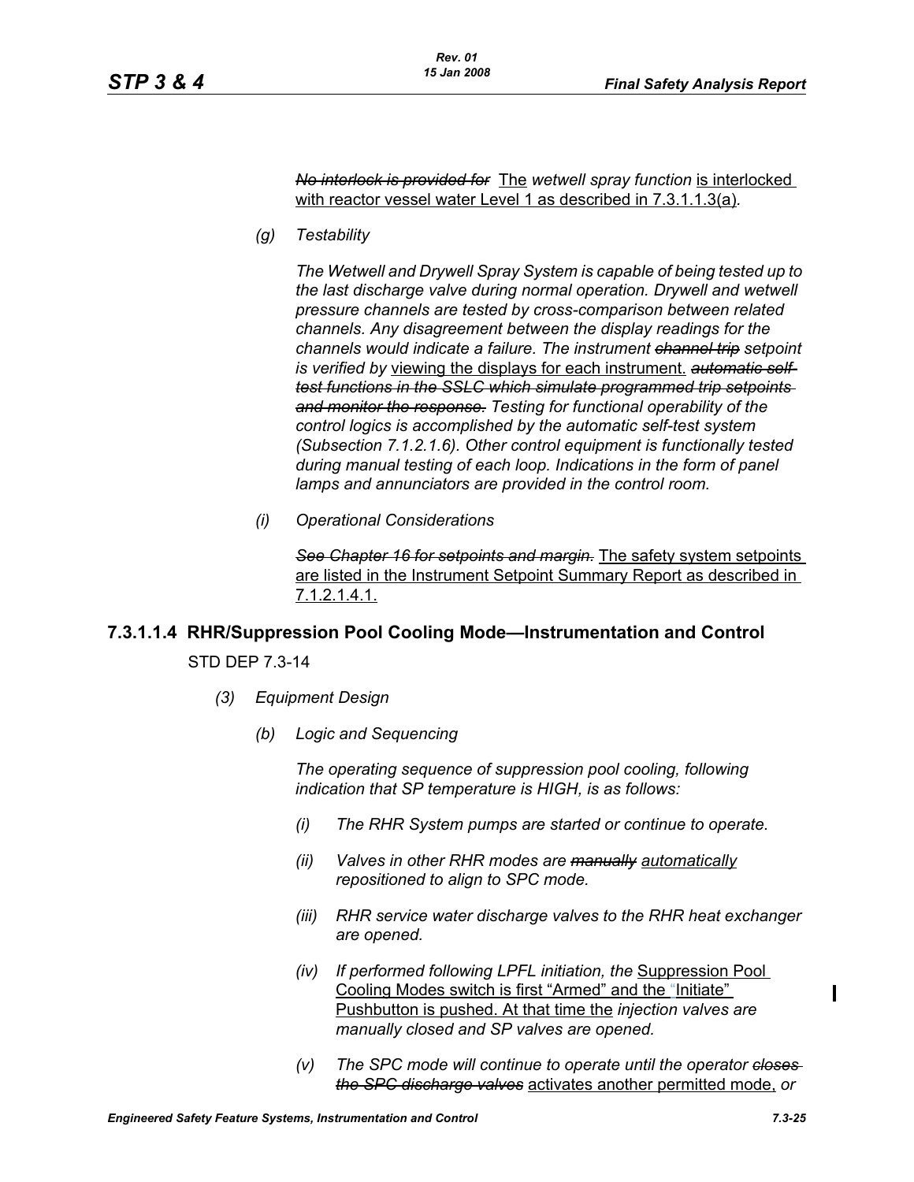~~*No interlock is provided for*~~ The *wetwell spray function* is interlocked with reactor vessel water Level 1 as described in 7.3.1.1.3(a)*.*

*(g) Testability*

*The Wetwell and Drywell Spray System is capable of being tested up to the last discharge valve during normal operation. Drywell and wetwell pressure channels are tested by cross-comparison between related channels. Any disagreement between the display readings for the channels would indicate a failure. The instrument* ~~*channel trip*~~ *setpoint is verified by* viewing the displays for each instrument. ~~*automatic self-test functions in the SSLC which simulate programmed trip setpoints and monitor the response.*~~ *Testing for functional operability of the control logics is accomplished by the automatic self-test system (Subsection 7.1.2.1.6). Other control equipment is functionally tested during manual testing of each loop. Indications in the form of panel lamps and annunciators are provided in the control room.*

*(i) Operational Considerations*

~~*See Chapter 16 for setpoints and margin.*~~ The safety system setpoints are listed in the Instrument Setpoint Summary Report as described in 7.1.2.1.4.1.

### 7.3.1.1.4 RHR/Suppression Pool Cooling Mode—Instrumentation and Control

STD DEP 7.3-14

*(3) Equipment Design*

*(b) Logic and Sequencing*

*The operating sequence of suppression pool cooling, following indication that SP temperature is HIGH, is as follows:*

*(i) The RHR System pumps are started or continue to operate.*

*(ii) Valves in other RHR modes are* ~~*manually*~~ *automatically repositioned to align to SPC mode.*

*(iii) RHR service water discharge valves to the RHR heat exchanger are opened.*

*(iv) If performed following LPFL initiation, the* Suppression Pool Cooling Modes switch is first "Armed" and the "Initiate" Pushbutton is pushed. At that time the *injection valves are manually closed and SP valves are opened.*

*(v) The SPC mode will continue to operate until the operator* ~~*closes the SPC discharge valves*~~ activates another permitted mode, *or*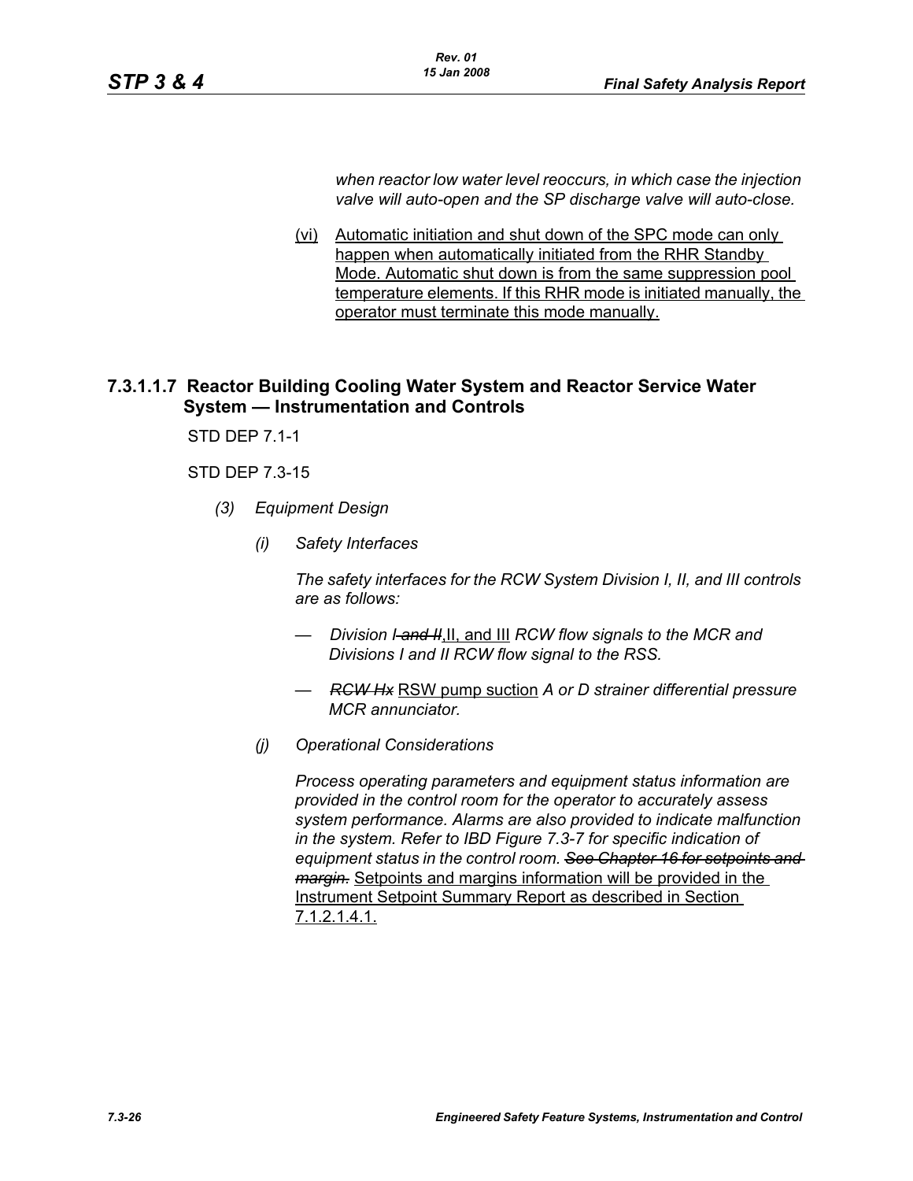*when reactor low water level reoccurs, in which case the injection valve will auto-open and the SP discharge valve will auto-close.*

(vi) Automatic initiation and shut down of the SPC mode can only happen when automatically initiated from the RHR Standby Mode. Automatic shut down is from the same suppression pool temperature elements. If this RHR mode is initiated manually, the operator must terminate this mode manually.

### 7.3.1.1.7 Reactor Building Cooling Water System and Reactor Service Water System — Instrumentation and Controls

STD DEP 7.1-1

STD DEP 7.3-15

*(3) Equipment Design*

*(i) Safety Interfaces*

*The safety interfaces for the RCW System Division I, II, and III controls are as follows:*

— *Division I ~~and II~~*,II, and III *RCW flow signals to the MCR and Divisions I and II RCW flow signal to the RSS.*

— *~~RCW Hx~~* RSW pump suction *A or D strainer differential pressure MCR annunciator.*

*(j) Operational Considerations*

*Process operating parameters and equipment status information are provided in the control room for the operator to accurately assess system performance. Alarms are also provided to indicate malfunction in the system. Refer to IBD Figure 7.3-7 for specific indication of equipment status in the control room. ~~See Chapter 16 for setpoints and margin.~~* Setpoints and margins information will be provided in the Instrument Setpoint Summary Report as described in Section 7.1.2.1.4.1.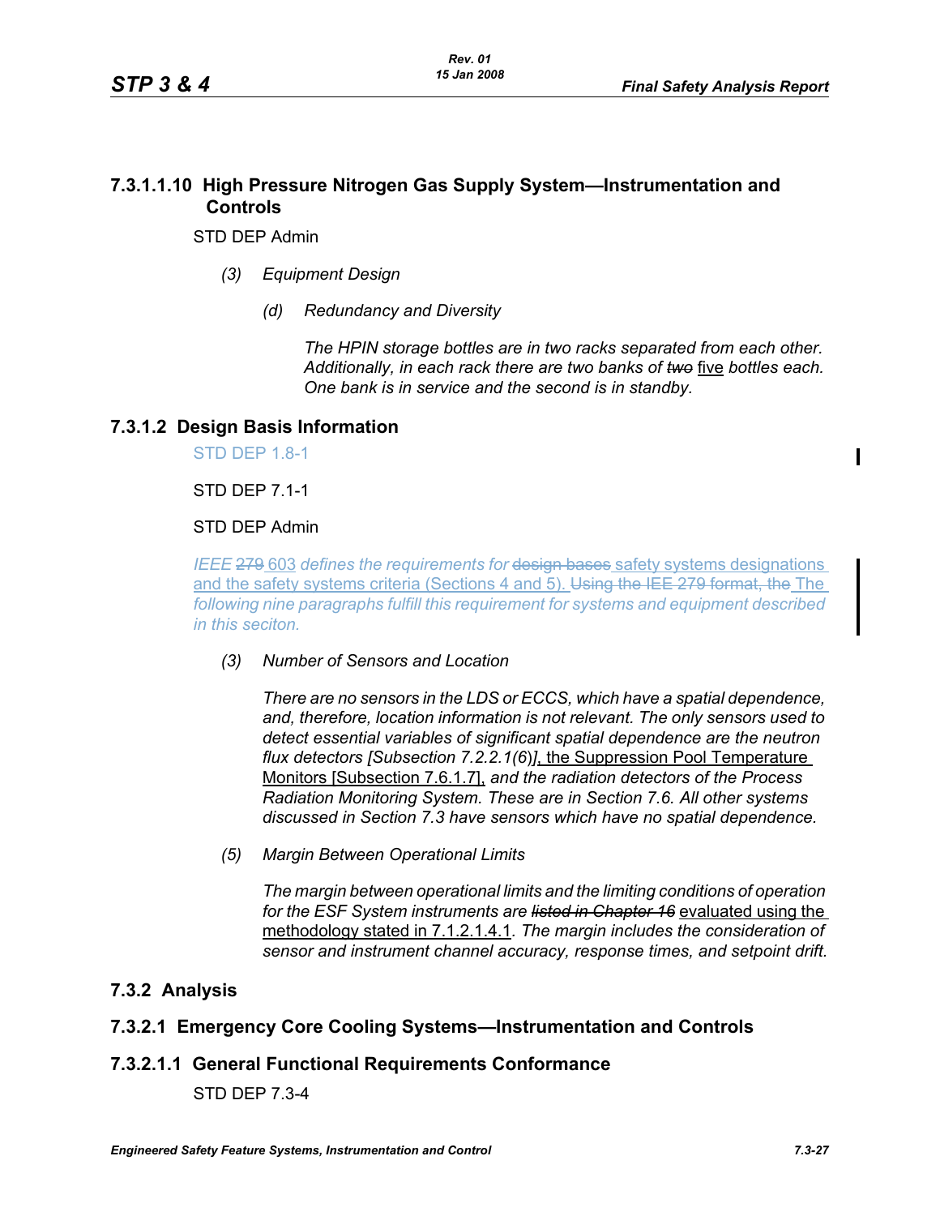### 7.3.1.1.10 High Pressure Nitrogen Gas Supply System—Instrumentation and Controls

STD DEP Admin

*(3) Equipment Design*

*(d) Redundancy and Diversity*

*The HPIN storage bottles are in two racks separated from each other. Additionally, in each rack there are two banks of ~~two~~* five *bottles each. One bank is in service and the second is in standby.*

## 7.3.1.2 Design Basis Information

STD DEP 1.8-1

STD DEP 7.1-1

STD DEP Admin

*IEEE ~~279~~* 603 *defines the requirements for ~~design bases~~* safety systems designations and the safety systems criteria (Sections 4 and 5). ~~Using the IEE 279 format, the~~ The *following nine paragraphs fulfill this requirement for systems and equipment described in this seciton.*

*(3) Number of Sensors and Location*

*There are no sensors in the LDS or ECCS, which have a spatial dependence, and, therefore, location information is not relevant. The only sensors used to detect essential variables of significant spatial dependence are the neutron flux detectors [Subsection 7.2.2.1(6)]*, the Suppression Pool Temperature Monitors [Subsection 7.6.1.7], *and the radiation detectors of the Process Radiation Monitoring System. These are in Section 7.6. All other systems discussed in Section 7.3 have sensors which have no spatial dependence.*

*(5) Margin Between Operational Limits*

*The margin between operational limits and the limiting conditions of operation for the ESF System instruments are ~~listed in Chapter 16~~* evaluated using the methodology stated in 7.1.2.1.4.1. *The margin includes the consideration of sensor and instrument channel accuracy, response times, and setpoint drift.*

## 7.3.2 Analysis

### 7.3.2.1 Emergency Core Cooling Systems—Instrumentation and Controls

#### 7.3.2.1.1 General Functional Requirements Conformance

STD DEP 7.3-4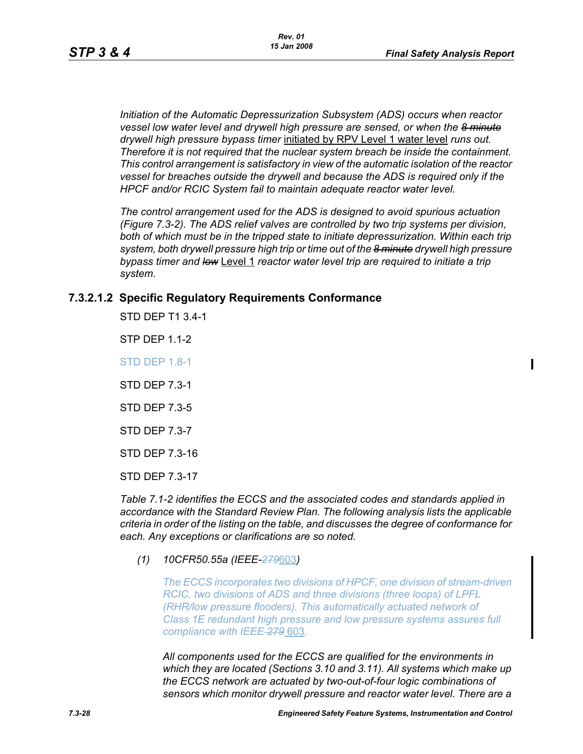*Initiation of the Automatic Depressurization Subsystem (ADS) occurs when reactor vessel low water level and drywell high pressure are sensed, or when the ~~8 minute~~ drywell high pressure bypass timer* initiated by RPV Level 1 water level *runs out. Therefore it is not required that the nuclear system breach be inside the containment. This control arrangement is satisfactory in view of the automatic isolation of the reactor vessel for breaches outside the drywell and because the ADS is required only if the HPCF and/or RCIC System fail to maintain adequate reactor water level.*

*The control arrangement used for the ADS is designed to avoid spurious actuation (Figure 7.3-2). The ADS relief valves are controlled by two trip systems per division, both of which must be in the tripped state to initiate depressurization. Within each trip system, both drywell pressure high trip or time out of the ~~8 minute~~ drywell high pressure bypass timer and ~~low~~* Level 1 *reactor water level trip are required to initiate a trip system.*

### 7.3.2.1.2 Specific Regulatory Requirements Conformance

STD DEP T1 3.4-1

STP DEP 1.1-2

STD DEP 1.8-1

STD DEP 7.3-1

STD DEP 7.3-5

STD DEP 7.3-7

STD DEP 7.3-16

STD DEP 7.3-17

*Table 7.1-2 identifies the ECCS and the associated codes and standards applied in accordance with the Standard Review Plan. The following analysis lists the applicable criteria in order of the listing on the table, and discusses the degree of conformance for each. Any exceptions or clarifications are so noted.*

*(1) 10CFR50.55a (IEEE-~~279~~603)*

*The ECCS incorporates two divisions of HPCF, one division of stream-driven RCIC, two divisions of ADS and three divisions (three loops) of LPFL (RHR/low pressure flooders). This automatically actuated network of Class 1E redundant high pressure and low pressure systems assures full compliance with IEEE ~~279~~ 603.*

*All components used for the ECCS are qualified for the environments in which they are located (Sections 3.10 and 3.11). All systems which make up the ECCS network are actuated by two-out-of-four logic combinations of sensors which monitor drywell pressure and reactor water level. There are a*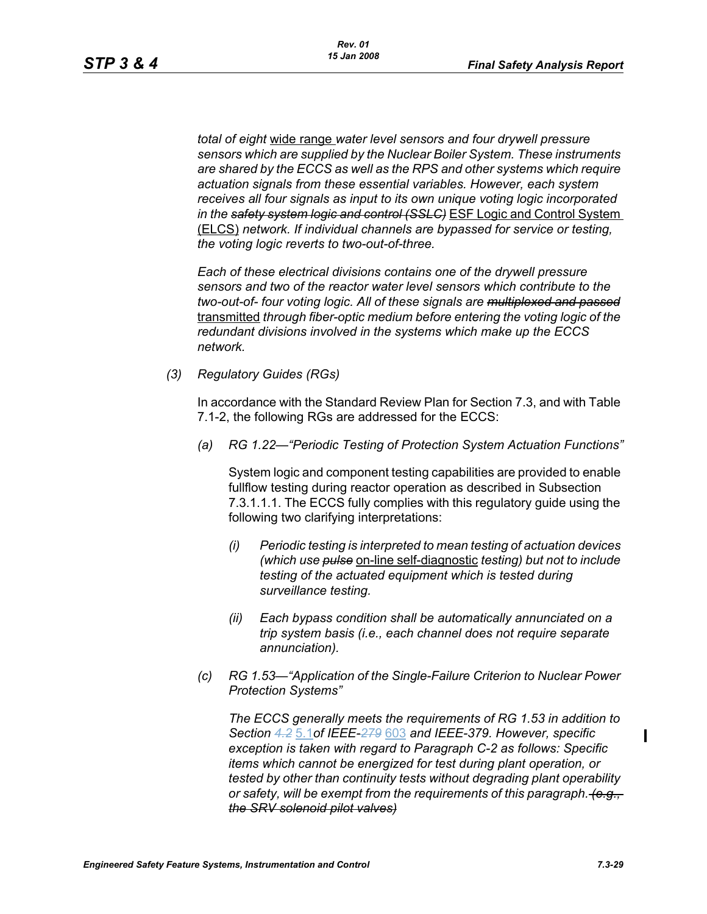*total of eight* wide range *water level sensors and four drywell pressure sensors which are supplied by the Nuclear Boiler System. These instruments are shared by the ECCS as well as the RPS and other systems which require actuation signals from these essential variables. However, each system receives all four signals as input to its own unique voting logic incorporated in the ~~safety system logic and control (SSLC)~~* ESF Logic and Control System (ELCS) *network. If individual channels are bypassed for service or testing, the voting logic reverts to two-out-of-three.*

*Each of these electrical divisions contains one of the drywell pressure sensors and two of the reactor water level sensors which contribute to the two-out-of- four voting logic. All of these signals are ~~multiplexed and passed~~* transmitted *through fiber-optic medium before entering the voting logic of the redundant divisions involved in the systems which make up the ECCS network.*

*(3) Regulatory Guides (RGs)*

In accordance with the Standard Review Plan for Section 7.3, and with Table 7.1-2, the following RGs are addressed for the ECCS:

*(a) RG 1.22—"Periodic Testing of Protection System Actuation Functions"*

System logic and component testing capabilities are provided to enable fullflow testing during reactor operation as described in Subsection 7.3.1.1.1. The ECCS fully complies with this regulatory guide using the following two clarifying interpretations:

*(i) Periodic testing is interpreted to mean testing of actuation devices (which use ~~pulse~~* on-line self-diagnostic *testing) but not to include testing of the actuated equipment which is tested during surveillance testing.*

*(ii) Each bypass condition shall be automatically annunciated on a trip system basis (i.e., each channel does not require separate annunciation).*

*(c) RG 1.53—"Application of the Single-Failure Criterion to Nuclear Power Protection Systems"*

*The ECCS generally meets the requirements of RG 1.53 in addition to Section ~~4.2~~* 5.1 *of IEEE-~~279~~* 603 *and IEEE-379. However, specific exception is taken with regard to Paragraph C-2 as follows: Specific items which cannot be energized for test during plant operation, or tested by other than continuity tests without degrading plant operability or safety, will be exempt from the requirements of this paragraph. ~~(e.g., the SRV solenoid pilot valves)~~*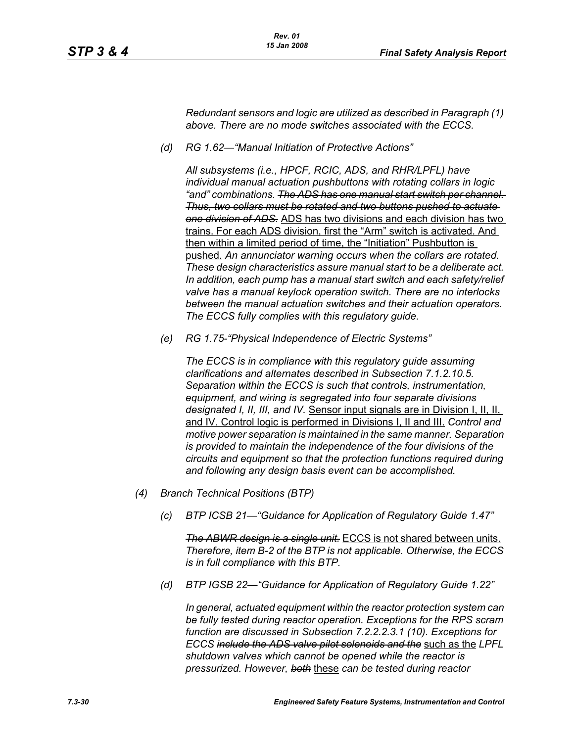*Redundant sensors and logic are utilized as described in Paragraph (1) above. There are no mode switches associated with the ECCS.*

*(d) RG 1.62—"Manual Initiation of Protective Actions"*

*All subsystems (i.e., HPCF, RCIC, ADS, and RHR/LPFL) have individual manual actuation pushbuttons with rotating collars in logic "and" combinations.* ~~*The ADS has one manual start switch per channel. Thus, two collars must be rotated and two buttons pushed to actuate one division of ADS.*~~ ADS has two divisions and each division has two trains. For each ADS division, first the "Arm" switch is activated. And then within a limited period of time, the "Initiation" Pushbutton is pushed. *An annunciator warning occurs when the collars are rotated. These design characteristics assure manual start to be a deliberate act. In addition, each pump has a manual start switch and each safety/relief valve has a manual keylock operation switch. There are no interlocks between the manual actuation switches and their actuation operators. The ECCS fully complies with this regulatory guide.*

*(e) RG 1.75-"Physical Independence of Electric Systems"*

*The ECCS is in compliance with this regulatory guide assuming clarifications and alternates described in Subsection 7.1.2.10.5. Separation within the ECCS is such that controls, instrumentation, equipment, and wiring is segregated into four separate divisions designated I, II, III, and IV.* Sensor input signals are in Division I, II, II, and IV. Control logic is performed in Divisions I, II and III. *Control and motive power separation is maintained in the same manner. Separation is provided to maintain the independence of the four divisions of the circuits and equipment so that the protection functions required during and following any design basis event can be accomplished.*

*(4) Branch Technical Positions (BTP)*

*(c) BTP ICSB 21—"Guidance for Application of Regulatory Guide 1.47"*

~~*The ABWR design is a single unit.*~~ ECCS is not shared between units. *Therefore, item B-2 of the BTP is not applicable. Otherwise, the ECCS is in full compliance with this BTP.*

*(d) BTP IGSB 22—"Guidance for Application of Regulatory Guide 1.22"*

*In general, actuated equipment within the reactor protection system can be fully tested during reactor operation. Exceptions for the RPS scram function are discussed in Subsection 7.2.2.2.3.1 (10). Exceptions for ECCS* ~~*include the ADS valve pilot solenoids and the*~~ such as the *LPFL shutdown valves which cannot be opened while the reactor is pressurized. However,* ~~*both*~~ these *can be tested during reactor*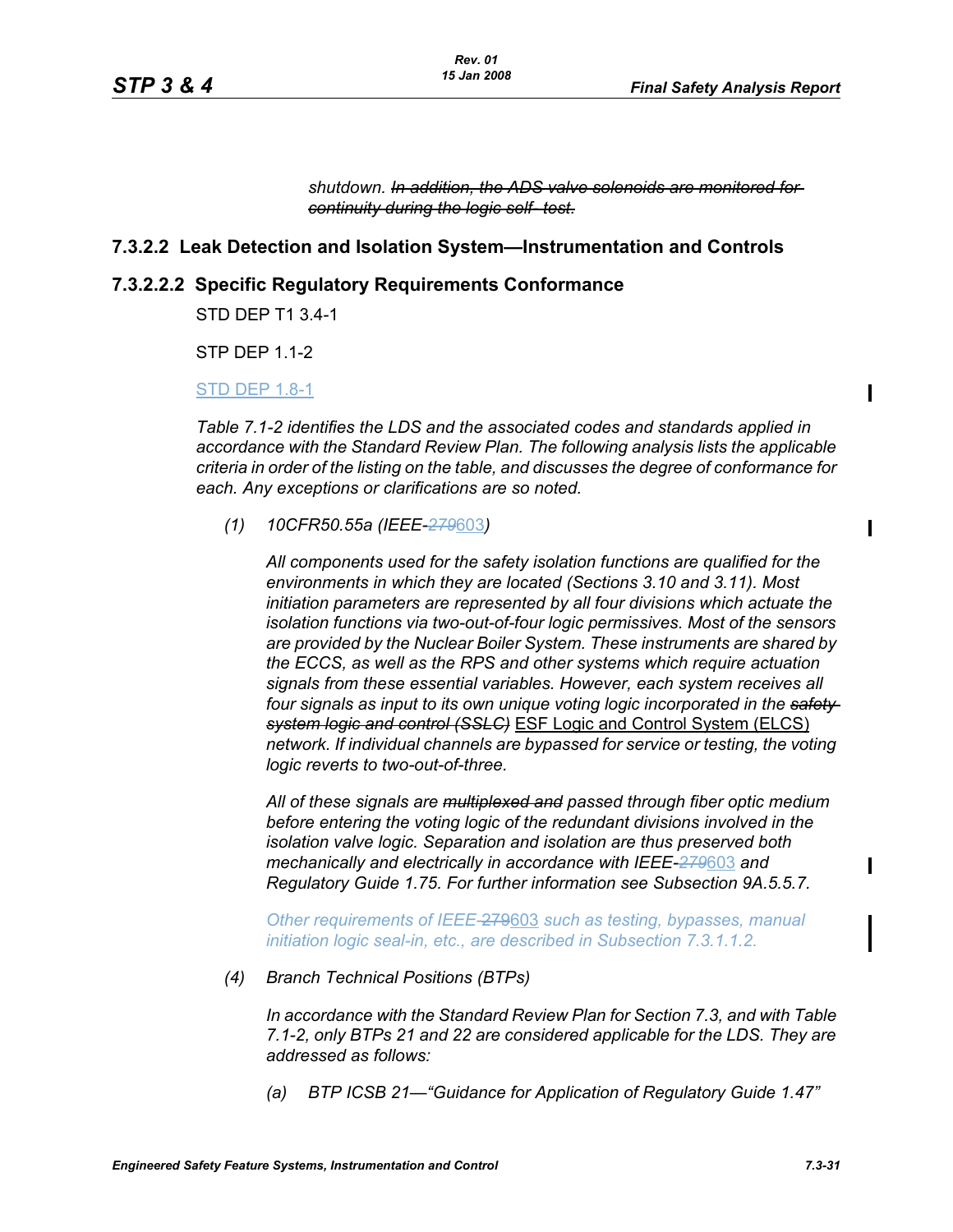*shutdown. ~~In addition, the ADS valve solenoids are monitored for continuity during the logic self- test.~~*

## 7.3.2.2 Leak Detection and Isolation System—Instrumentation and Controls

### 7.3.2.2.2 Specific Regulatory Requirements Conformance

STD DEP T1 3.4-1

STP DEP 1.1-2

STD DEP 1.8-1

*Table 7.1-2 identifies the LDS and the associated codes and standards applied in accordance with the Standard Review Plan. The following analysis lists the applicable criteria in order of the listing on the table, and discusses the degree of conformance for each. Any exceptions or clarifications are so noted.*

*(1) 10CFR50.55a (IEEE-~~279~~603)*

*All components used for the safety isolation functions are qualified for the environments in which they are located (Sections 3.10 and 3.11). Most initiation parameters are represented by all four divisions which actuate the isolation functions via two-out-of-four logic permissives. Most of the sensors are provided by the Nuclear Boiler System. These instruments are shared by the ECCS, as well as the RPS and other systems which require actuation signals from these essential variables. However, each system receives all four signals as input to its own unique voting logic incorporated in the ~~safety system logic and control (SSLC)~~* ESF Logic and Control System (ELCS) *network. If individual channels are bypassed for service or testing, the voting logic reverts to two-out-of-three.*

*All of these signals are ~~multiplexed and~~ passed through fiber optic medium before entering the voting logic of the redundant divisions involved in the isolation valve logic. Separation and isolation are thus preserved both mechanically and electrically in accordance with IEEE-~~279~~603 and Regulatory Guide 1.75. For further information see Subsection 9A.5.5.7.*

*Other requirements of IEEE-~~279~~603 such as testing, bypasses, manual initiation logic seal-in, etc., are described in Subsection 7.3.1.1.2.*

*(4) Branch Technical Positions (BTPs)*

*In accordance with the Standard Review Plan for Section 7.3, and with Table 7.1-2, only BTPs 21 and 22 are considered applicable for the LDS. They are addressed as follows:*

*(a) BTP ICSB 21—"Guidance for Application of Regulatory Guide 1.47"*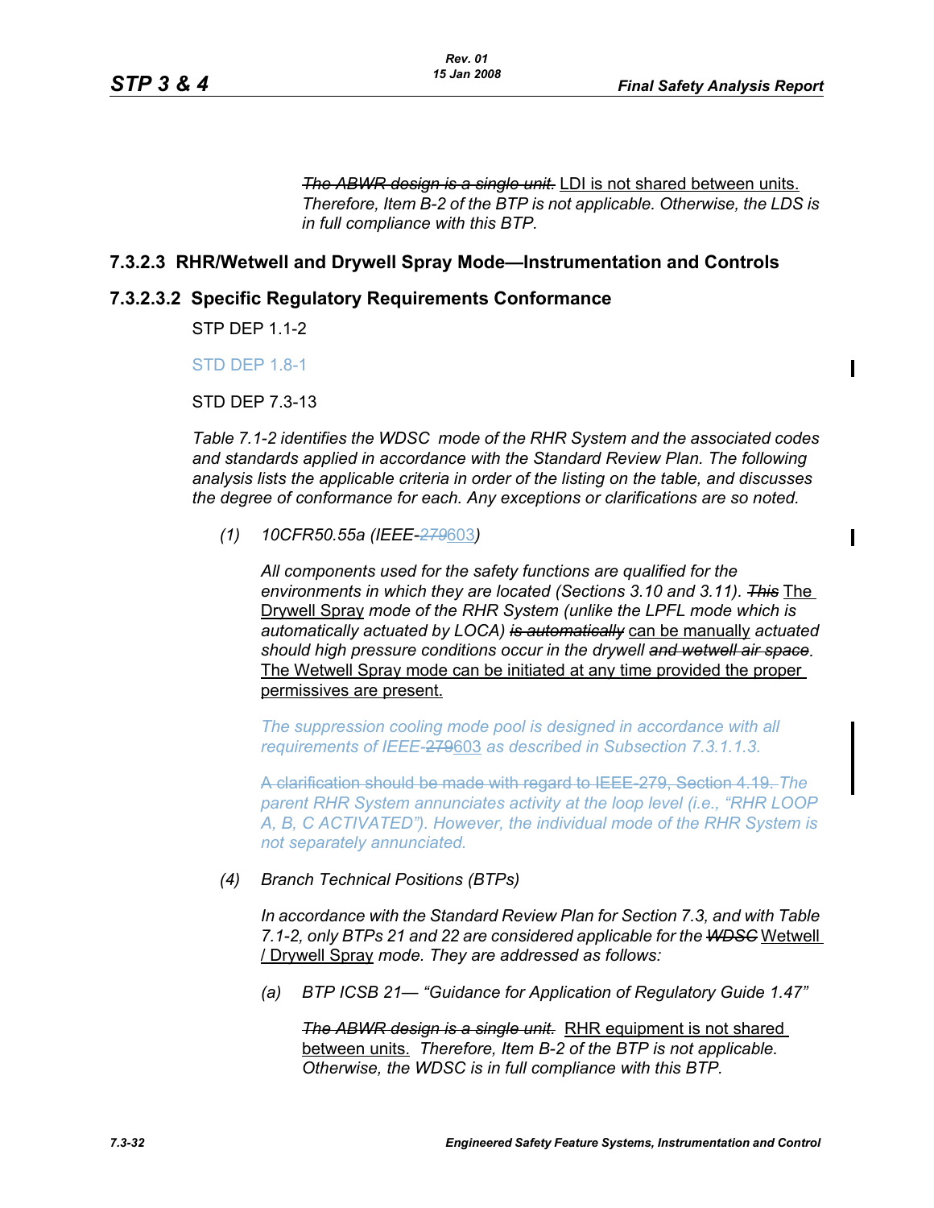~~*The ABWR design is a single unit.*~~ LDI is not shared between units. *Therefore, Item B-2 of the BTP is not applicable. Otherwise, the LDS is in full compliance with this BTP.*

### 7.3.2.3 RHR/Wetwell and Drywell Spray Mode—Instrumentation and Controls

### 7.3.2.3.2 Specific Regulatory Requirements Conformance

STP DEP 1.1-2

STD DEP 1.8-1

STD DEP 7.3-13

*Table 7.1-2 identifies the WDSC mode of the RHR System and the associated codes and standards applied in accordance with the Standard Review Plan. The following analysis lists the applicable criteria in order of the listing on the table, and discusses the degree of conformance for each. Any exceptions or clarifications are so noted.*

*(1) 10CFR50.55a (IEEE-~~279~~603)*

*All components used for the safety functions are qualified for the environments in which they are located (Sections 3.10 and 3.11).* ~~*This*~~ The Drywell Spray *mode of the RHR System (unlike the LPFL mode which is automatically actuated by LOCA)* ~~*is automatically*~~ can be manually *actuated should high pressure conditions occur in the drywell* ~~*and wetwell air space*~~. The Wetwell Spray mode can be initiated at any time provided the proper permissives are present.

*The suppression cooling mode pool is designed in accordance with all requirements of IEEE-~~279~~603 as described in Subsection 7.3.1.1.3.*

~~A clarification should be made with regard to IEEE-279, Section 4.19.~~ *The parent RHR System annunciates activity at the loop level (i.e., "RHR LOOP A, B, C ACTIVATED"). However, the individual mode of the RHR System is not separately annunciated.*

*(4) Branch Technical Positions (BTPs)*

*In accordance with the Standard Review Plan for Section 7.3, and with Table 7.1-2, only BTPs 21 and 22 are considered applicable for the* ~~*WDSC*~~ Wetwell / Drywell Spray *mode. They are addressed as follows:*

*(a) BTP ICSB 21— "Guidance for Application of Regulatory Guide 1.47"*

~~*The ABWR design is a single unit.*~~ RHR equipment is not shared between units. *Therefore, Item B-2 of the BTP is not applicable. Otherwise, the WDSC is in full compliance with this BTP.*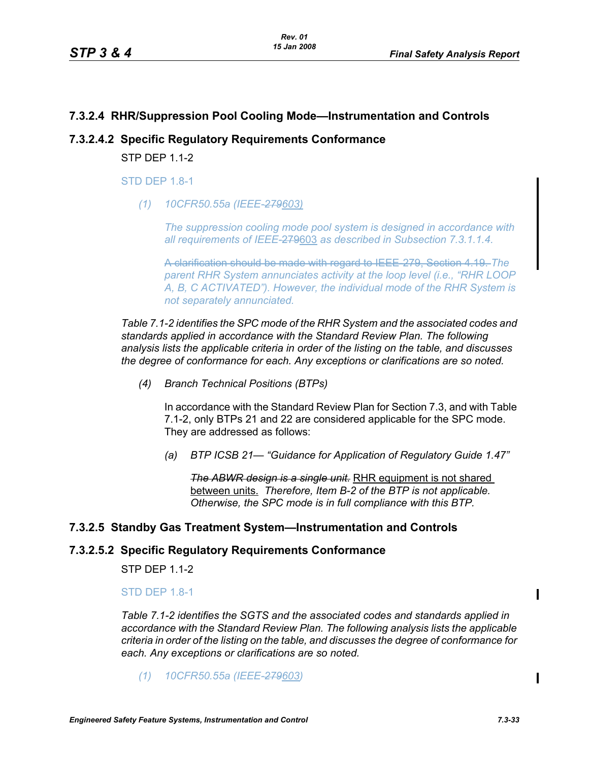## 7.3.2.4 RHR/Suppression Pool Cooling Mode—Instrumentation and Controls

### 7.3.2.4.2 Specific Regulatory Requirements Conformance

STP DEP 1.1-2

STD DEP 1.8-1

*(1) 10CFR50.55a (IEEE-~~279~~603)*

*The suppression cooling mode pool system is designed in accordance with all requirements of IEEE-~~279~~603 as described in Subsection 7.3.1.1.4.*

~~A clarification should be made with regard to IEEE-279, Section 4.19.~~ *The parent RHR System annunciates activity at the loop level (i.e., "RHR LOOP A, B, C ACTIVATED"). However, the individual mode of the RHR System is not separately annunciated.*

*Table 7.1-2 identifies the SPC mode of the RHR System and the associated codes and standards applied in accordance with the Standard Review Plan. The following analysis lists the applicable criteria in order of the listing on the table, and discusses the degree of conformance for each. Any exceptions or clarifications are so noted.*

*(4) Branch Technical Positions (BTPs)*

In accordance with the Standard Review Plan for Section 7.3, and with Table 7.1-2, only BTPs 21 and 22 are considered applicable for the SPC mode. They are addressed as follows:

*(a) BTP ICSB 21— "Guidance for Application of Regulatory Guide 1.47"*

~~*The ABWR design is a single unit.*~~ RHR equipment is not shared between units. *Therefore, Item B-2 of the BTP is not applicable. Otherwise, the SPC mode is in full compliance with this BTP.*

## 7.3.2.5 Standby Gas Treatment System—Instrumentation and Controls

### 7.3.2.5.2 Specific Regulatory Requirements Conformance

STP DEP 1.1-2

STD DEP 1.8-1

*Table 7.1-2 identifies the SGTS and the associated codes and standards applied in accordance with the Standard Review Plan. The following analysis lists the applicable criteria in order of the listing on the table, and discusses the degree of conformance for each. Any exceptions or clarifications are so noted.*

*(1) 10CFR50.55a (IEEE-~~279~~603)*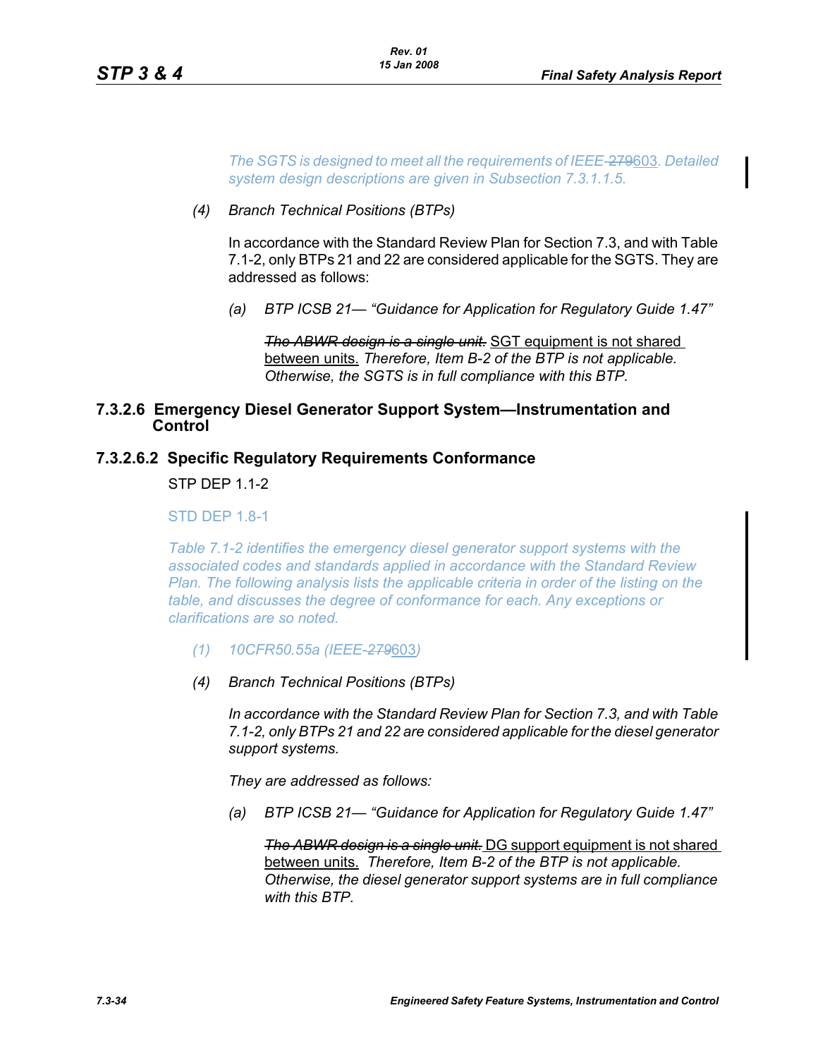*The SGTS is designed to meet all the requirements of IEEE-~~279~~603. Detailed system design descriptions are given in Subsection 7.3.1.1.5.*

*(4) Branch Technical Positions (BTPs)*

In accordance with the Standard Review Plan for Section 7.3, and with Table 7.1-2, only BTPs 21 and 22 are considered applicable for the SGTS. They are addressed as follows:

*(a) BTP ICSB 21— "Guidance for Application for Regulatory Guide 1.47"*

~~*The ABWR design is a single unit.*~~ SGT equipment is not shared between units. *Therefore, Item B-2 of the BTP is not applicable. Otherwise, the SGTS is in full compliance with this BTP.*

### 7.3.2.6 Emergency Diesel Generator Support System—Instrumentation and Control

### 7.3.2.6.2 Specific Regulatory Requirements Conformance

STP DEP 1.1-2

STD DEP 1.8-1

*Table 7.1-2 identifies the emergency diesel generator support systems with the associated codes and standards applied in accordance with the Standard Review Plan. The following analysis lists the applicable criteria in order of the listing on the table, and discusses the degree of conformance for each. Any exceptions or clarifications are so noted.*

*(1) 10CFR50.55a (IEEE-~~279~~603)*

*(4) Branch Technical Positions (BTPs)*

*In accordance with the Standard Review Plan for Section 7.3, and with Table 7.1-2, only BTPs 21 and 22 are considered applicable for the diesel generator support systems.*

*They are addressed as follows:*

*(a) BTP ICSB 21— "Guidance for Application for Regulatory Guide 1.47"*

~~*The ABWR design is a single unit.*~~ DG support equipment is not shared between units. *Therefore, Item B-2 of the BTP is not applicable. Otherwise, the diesel generator support systems are in full compliance with this BTP.*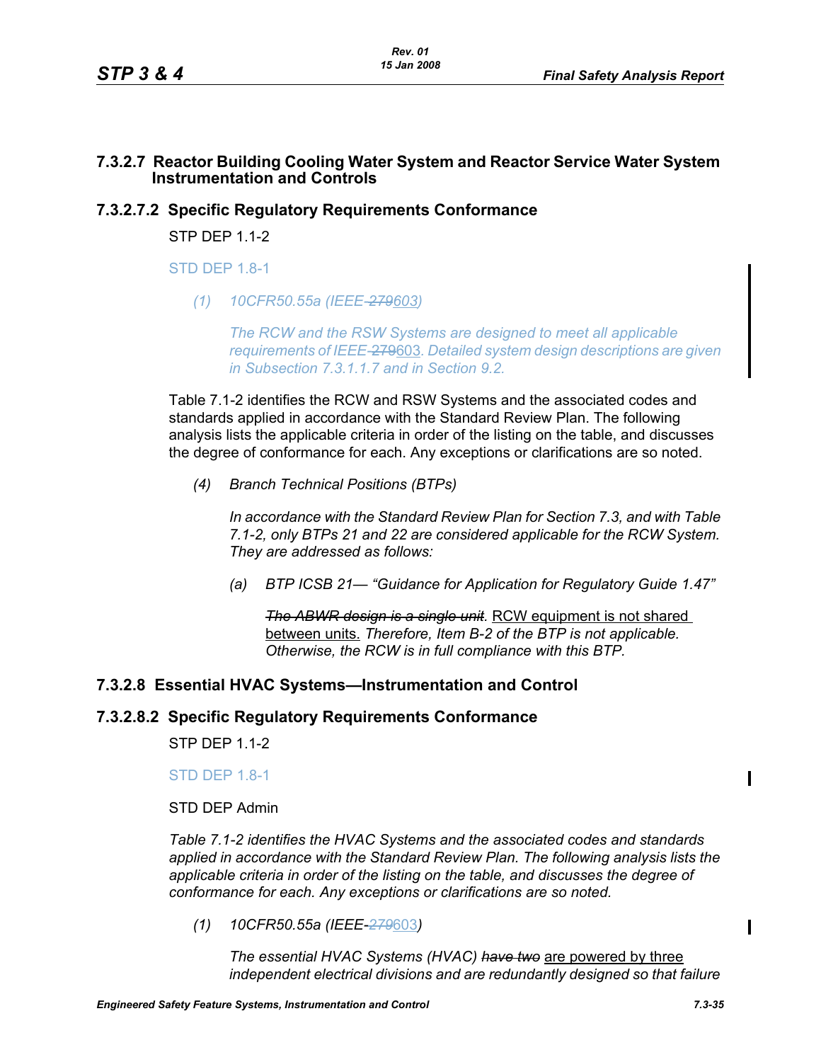### 7.3.2.7 Reactor Building Cooling Water System and Reactor Service Water System Instrumentation and Controls

#### 7.3.2.7.2 Specific Regulatory Requirements Conformance

STP DEP 1.1-2

STD DEP 1.8-1

*(1) 10CFR50.55a (IEEE-~~279~~603)*

*The RCW and the RSW Systems are designed to meet all applicable requirements of IEEE-~~279~~603. Detailed system design descriptions are given in Subsection 7.3.1.1.7 and in Section 9.2.*

Table 7.1-2 identifies the RCW and RSW Systems and the associated codes and standards applied in accordance with the Standard Review Plan. The following analysis lists the applicable criteria in order of the listing on the table, and discusses the degree of conformance for each. Any exceptions or clarifications are so noted.

*(4) Branch Technical Positions (BTPs)*

*In accordance with the Standard Review Plan for Section 7.3, and with Table 7.1-2, only BTPs 21 and 22 are considered applicable for the RCW System. They are addressed as follows:*

*(a) BTP ICSB 21— "Guidance for Application for Regulatory Guide 1.47"*

~~*The ABWR design is a single unit*~~*.* RCW equipment is not shared between units. *Therefore, Item B-2 of the BTP is not applicable. Otherwise, the RCW is in full compliance with this BTP.*

### 7.3.2.8 Essential HVAC Systems—Instrumentation and Control

#### 7.3.2.8.2 Specific Regulatory Requirements Conformance

STP DEP 1.1-2

STD DEP 1.8-1

STD DEP Admin

*Table 7.1-2 identifies the HVAC Systems and the associated codes and standards applied in accordance with the Standard Review Plan. The following analysis lists the applicable criteria in order of the listing on the table, and discusses the degree of conformance for each. Any exceptions or clarifications are so noted.*

*(1) 10CFR50.55a (IEEE-~~279~~603)*

*The essential HVAC Systems (HVAC)* ~~*have two*~~ are powered by three *independent electrical divisions and are redundantly designed so that failure*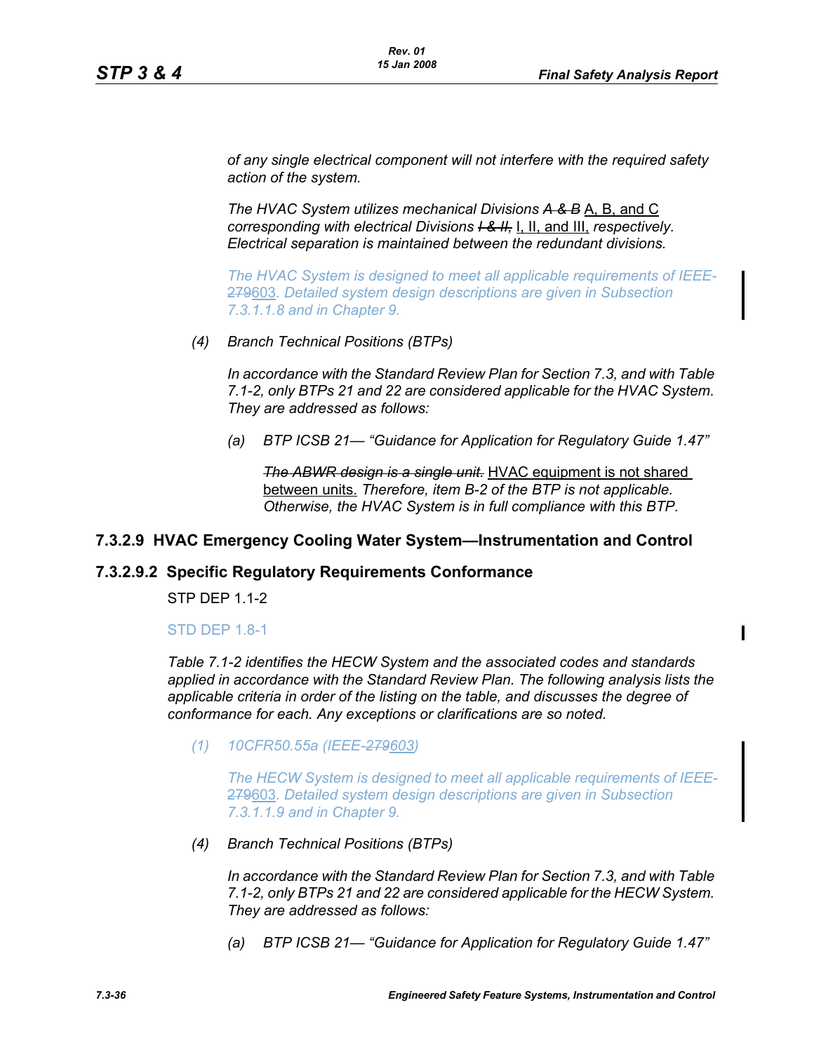*of any single electrical component will not interfere with the required safety action of the system.*

*The HVAC System utilizes mechanical Divisions ~~A & B~~* A, B, and C *corresponding with electrical Divisions ~~I & II,~~* I, II, and III, *respectively. Electrical separation is maintained between the redundant divisions.*

*The HVAC System is designed to meet all applicable requirements of IEEE-~~279~~*603*. Detailed system design descriptions are given in Subsection 7.3.1.1.8 and in Chapter 9.*

*(4) Branch Technical Positions (BTPs)*

*In accordance with the Standard Review Plan for Section 7.3, and with Table 7.1-2, only BTPs 21 and 22 are considered applicable for the HVAC System. They are addressed as follows:*

*(a) BTP ICSB 21— "Guidance for Application for Regulatory Guide 1.47"*

*~~The ABWR design is a single unit.~~* HVAC equipment is not shared between units. *Therefore, item B-2 of the BTP is not applicable. Otherwise, the HVAC System is in full compliance with this BTP.*

## 7.3.2.9 HVAC Emergency Cooling Water System—Instrumentation and Control

### 7.3.2.9.2 Specific Regulatory Requirements Conformance

STP DEP 1.1-2

STD DEP 1.8-1

*Table 7.1-2 identifies the HECW System and the associated codes and standards applied in accordance with the Standard Review Plan. The following analysis lists the applicable criteria in order of the listing on the table, and discusses the degree of conformance for each. Any exceptions or clarifications are so noted.*

*(1) 10CFR50.55a (IEEE-~~279~~*603*)*

*The HECW System is designed to meet all applicable requirements of IEEE-~~279~~*603*. Detailed system design descriptions are given in Subsection 7.3.1.1.9 and in Chapter 9.*

*(4) Branch Technical Positions (BTPs)*

*In accordance with the Standard Review Plan for Section 7.3, and with Table 7.1-2, only BTPs 21 and 22 are considered applicable for the HECW System. They are addressed as follows:*

*(a) BTP ICSB 21— "Guidance for Application for Regulatory Guide 1.47"*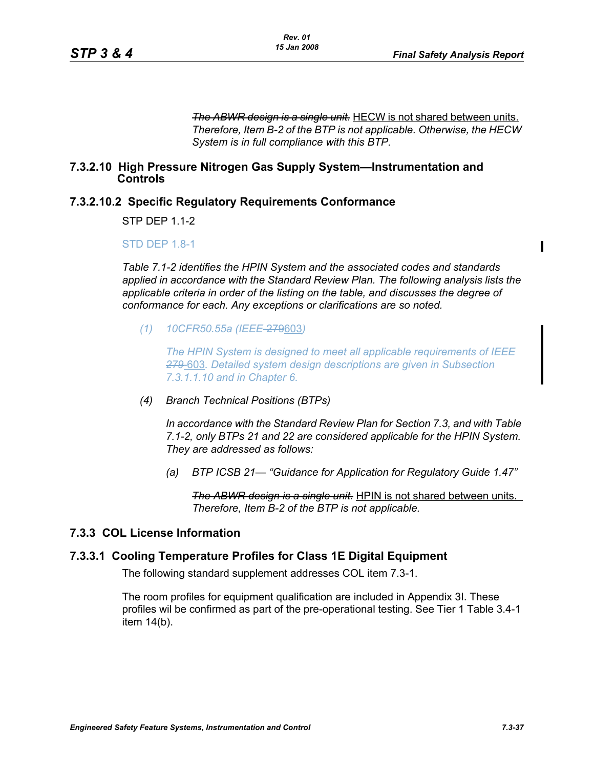*~~The ABWR design is a single unit.~~* <u>HECW is not shared between units.</u> *Therefore, Item B-2 of the BTP is not applicable. Otherwise, the HECW System is in full compliance with this BTP.*

### 7.3.2.10 High Pressure Nitrogen Gas Supply System—Instrumentation and Controls

### 7.3.2.10.2 Specific Regulatory Requirements Conformance

STP DEP 1.1-2

STD DEP 1.8-1

*Table 7.1-2 identifies the HPIN System and the associated codes and standards applied in accordance with the Standard Review Plan. The following analysis lists the applicable criteria in order of the listing on the table, and discusses the degree of conformance for each. Any exceptions or clarifications are so noted.*

*(1) 10CFR50.55a (IEEE ~~279~~<u>603</u>)*

*The HPIN System is designed to meet all applicable requirements of IEEE ~~279~~ <u>603</u>. Detailed system design descriptions are given in Subsection 7.3.1.1.10 and in Chapter 6.*

*(4) Branch Technical Positions (BTPs)*

*In accordance with the Standard Review Plan for Section 7.3, and with Table 7.1-2, only BTPs 21 and 22 are considered applicable for the HPIN System. They are addressed as follows:*

*(a) BTP ICSB 21— "Guidance for Application for Regulatory Guide 1.47"*

*~~The ABWR design is a single unit.~~* <u>HPIN is not shared between units.</u> *Therefore, Item B-2 of the BTP is not applicable.*

## 7.3.3 COL License Information

### 7.3.3.1 Cooling Temperature Profiles for Class 1E Digital Equipment

The following standard supplement addresses COL item 7.3-1.

The room profiles for equipment qualification are included in Appendix 3I. These profiles wil be confirmed as part of the pre-operational testing. See Tier 1 Table 3.4-1 item 14(b).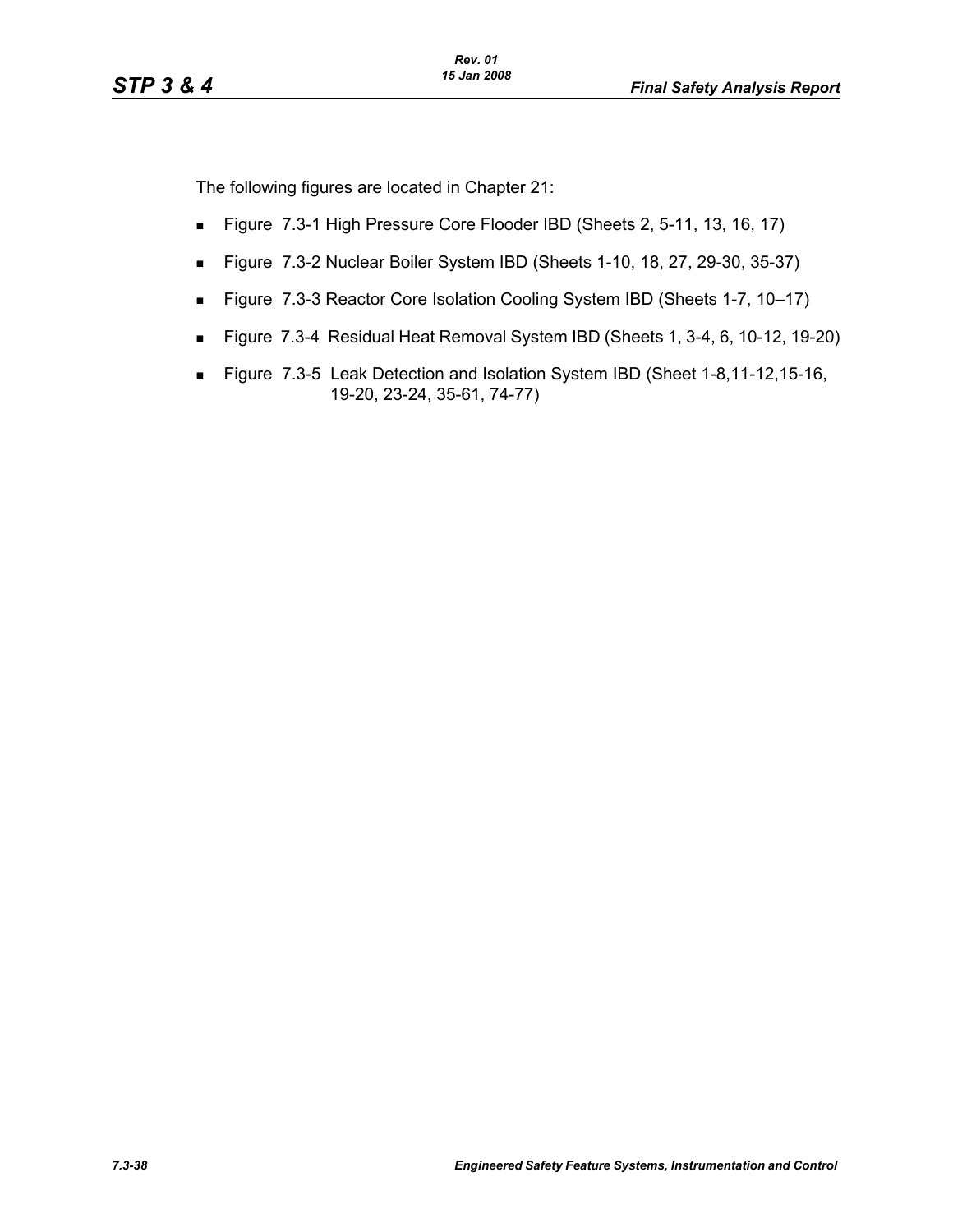The following figures are located in Chapter 21:

- Figure 7.3-1 High Pressure Core Flooder IBD (Sheets 2, 5-11, 13, 16, 17)
- Figure 7.3-2 Nuclear Boiler System IBD (Sheets 1-10, 18, 27, 29-30, 35-37)
- Figure 7.3-3 Reactor Core Isolation Cooling System IBD (Sheets 1-7, 10–17)
- Figure 7.3-4 Residual Heat Removal System IBD (Sheets 1, 3-4, 6, 10-12, 19-20)
- Figure 7.3-5 Leak Detection and Isolation System IBD (Sheet 1-8,11-12,15-16, 19-20, 23-24, 35-61, 74-77)